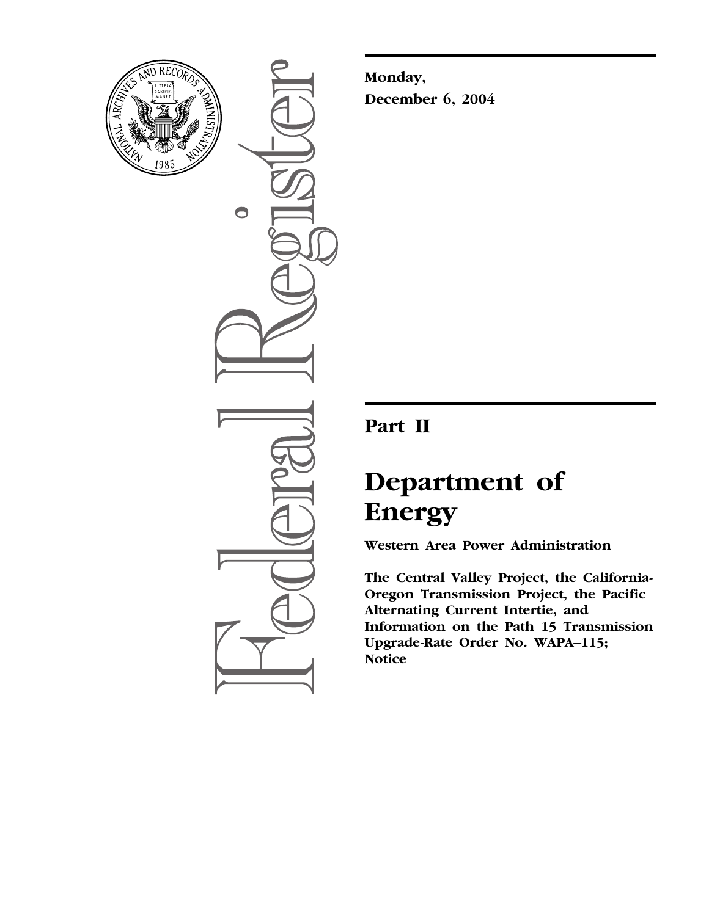**Monday,**

**December 6, 2004**

# Part II

# Department of Energy

**Western Area Power Administration**

**The Central Valley Project, the California-Oregon Transmission Project, the Pacific Alternating Current Intertie, and Information on the Path 15 Transmission Upgrade-Rate Order No. WAPA–115; Notice**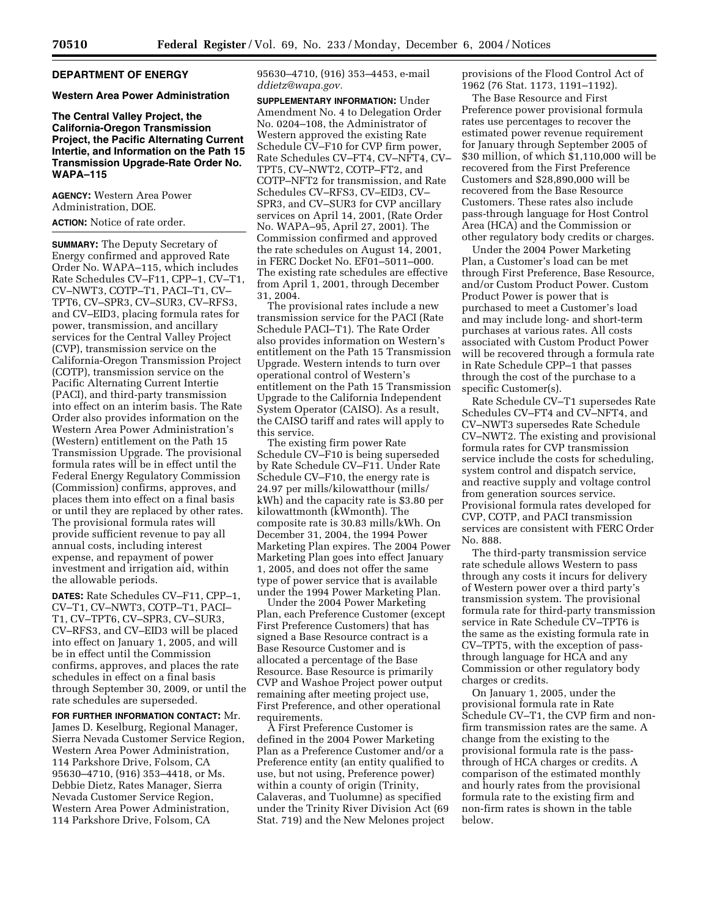**DEPARTMENT OF ENERGY**

**Western Area Power Administration**

**The Central Valley Project, the California-Oregon Transmission Project, the Pacific Alternating Current Intertie, and Information on the Path 15 Transmission Upgrade-Rate Order No. WAPA–115**

**AGENCY:** Western Area Power Administration, DOE.

**ACTION:** Notice of rate order.

**SUMMARY:** The Deputy Secretary of Energy confirmed and approved Rate Order No. WAPA–115, which includes Rate Schedules CV–F11, CPP–1, CV–T1, CV–NWT3, COTP–T1, PACI–T1, CV–TPT6, CV–SPR3, CV–SUR3, CV–RFS3, and CV–EID3, placing formula rates for power, transmission, and ancillary services for the Central Valley Project (CVP), transmission service on the California-Oregon Transmission Project (COTP), transmission service on the Pacific Alternating Current Intertie (PACI), and third-party transmission into effect on an interim basis. The Rate Order also provides information on the Western Area Power Administration's (Western) entitlement on the Path 15 Transmission Upgrade. The provisional formula rates will be in effect until the Federal Energy Regulatory Commission (Commission) confirms, approves, and places them into effect on a final basis or until they are replaced by other rates. The provisional formula rates will provide sufficient revenue to pay all annual costs, including interest expense, and repayment of power investment and irrigation aid, within the allowable periods.

**DATES:** Rate Schedules CV–F11, CPP–1, CV–T1, CV–NWT3, COTP–T1, PACI–T1, CV–TPT6, CV–SPR3, CV–SUR3, CV–RFS3, and CV–EID3 will be placed into effect on January 1, 2005, and will be in effect until the Commission confirms, approves, and places the rate schedules in effect on a final basis through September 30, 2009, or until the rate schedules are superseded.

**FOR FURTHER INFORMATION CONTACT:** Mr. James D. Keselburg, Regional Manager, Sierra Nevada Customer Service Region, Western Area Power Administration, 114 Parkshore Drive, Folsom, CA 95630–4710, (916) 353–4418, or Ms. Debbie Dietz, Rates Manager, Sierra Nevada Customer Service Region, Western Area Power Administration, 114 Parkshore Drive, Folsom, CA 95630–4710, (916) 353–4453, e-mail *ddietz@wapa.gov.*

**SUPPLEMENTARY INFORMATION:** Under Amendment No. 4 to Delegation Order No. 0204–108, the Administrator of Western approved the existing Rate Schedule CV–F10 for CVP firm power, Rate Schedules CV–FT4, CV–NFT4, CV–TPT5, CV–NWT2, COTP–FT2, and COTP–NFT2 for transmission, and Rate Schedules CV–RFS3, CV–EID3, CV–SPR3, and CV–SUR3 for CVP ancillary services on April 14, 2001, (Rate Order No. WAPA–95, April 27, 2001). The Commission confirmed and approved the rate schedules on August 14, 2001, in FERC Docket No. EF01–5011–000. The existing rate schedules are effective from April 1, 2001, through December 31, 2004.

The provisional rates include a new transmission service for the PACI (Rate Schedule PACI–T1). The Rate Order also provides information on Western's entitlement on the Path 15 Transmission Upgrade. Western intends to turn over operational control of Western's entitlement on the Path 15 Transmission Upgrade to the California Independent System Operator (CAISO). As a result, the CAISO tariff and rates will apply to this service.

The existing firm power Rate Schedule CV–F10 is being superseded by Rate Schedule CV–F11. Under Rate Schedule CV–F10, the energy rate is 24.97 per mills/kilowatthour (mills/kWh) and the capacity rate is $3.80 per kilowattmonth (kWmonth). The composite rate is 30.83 mills/kWh. On December 31, 2004, the 1994 Power Marketing Plan expires. The 2004 Power Marketing Plan goes into effect January 1, 2005, and does not offer the same type of power service that is available under the 1994 Power Marketing Plan.

Under the 2004 Power Marketing Plan, each Preference Customer (except First Preference Customers) that has signed a Base Resource contract is a Base Resource Customer and is allocated a percentage of the Base Resource. Base Resource is primarily CVP and Washoe Project power output remaining after meeting project use, First Preference, and other operational requirements.

A First Preference Customer is defined in the 2004 Power Marketing Plan as a Preference Customer and/or a Preference entity (an entity qualified to use, but not using, Preference power) within a county of origin (Trinity, Calaveras, and Tuolumne) as specified under the Trinity River Division Act (69 Stat. 719) and the New Melones project provisions of the Flood Control Act of 1962 (76 Stat. 1173, 1191–1192).

The Base Resource and First Preference power provisional formula rates use percentages to recover the estimated power revenue requirement for January through September 2005 of $30 million, of which $1,110,000 will be recovered from the First Preference Customers and $28,890,000 will be recovered from the Base Resource Customers. These rates also include pass-through language for Host Control Area (HCA) and the Commission or other regulatory body credits or charges.

Under the 2004 Power Marketing Plan, a Customer's load can be met through First Preference, Base Resource, and/or Custom Product Power. Custom Product Power is power that is purchased to meet a Customer's load and may include long- and short-term purchases at various rates. All costs associated with Custom Product Power will be recovered through a formula rate in Rate Schedule CPP–1 that passes through the cost of the purchase to a specific Customer(s).

Rate Schedule CV–T1 supersedes Rate Schedules CV–FT4 and CV–NFT4, and CV–NWT3 supersedes Rate Schedule CV–NWT2. The existing and provisional formula rates for CVP transmission service include the costs for scheduling, system control and dispatch service, and reactive supply and voltage control from generation sources service. Provisional formula rates developed for CVP, COTP, and PACI transmission services are consistent with FERC Order No. 888.

The third-party transmission service rate schedule allows Western to pass through any costs it incurs for delivery of Western power over a third party's transmission system. The provisional formula rate for third-party transmission service in Rate Schedule CV–TPT6 is the same as the existing formula rate in CV–TPT5, with the exception of pass-through language for HCA and any Commission or other regulatory body charges or credits.

On January 1, 2005, under the provisional formula rate in Rate Schedule CV–T1, the CVP firm and non-firm transmission rates are the same. A change from the existing to the provisional formula rate is the pass-through of HCA charges or credits. A comparison of the estimated monthly and hourly rates from the provisional formula rate to the existing firm and non-firm rates is shown in the table below.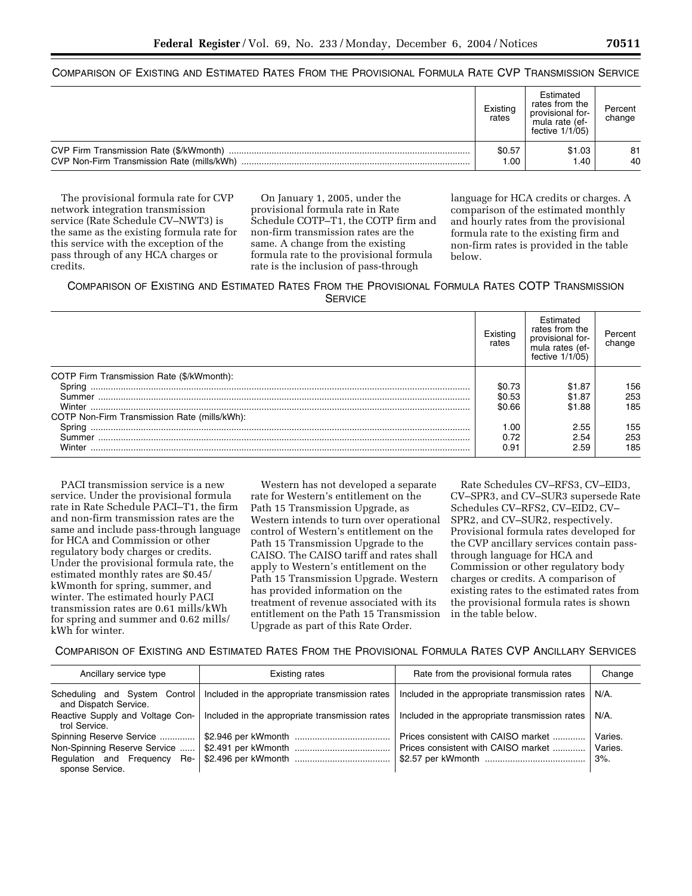COMPARISON OF EXISTING AND ESTIMATED RATES FROM THE PROVISIONAL FORMULA RATE CVP TRANSMISSION SERVICE

| | Existing rates | Estimated rates from the provisional formula rate (effective 1/1/05) | Percent change |
|---|---|---|---|
| CVP Firm Transmission Rate ($/kWmonth) | $0.57 | $1.03 | 81 |
| CVP Non-Firm Transmission Rate (mills/kWh) | 1.00 | 1.40 | 40 |

The provisional formula rate for CVP network integration transmission service (Rate Schedule CV–NWT3) is the same as the existing formula rate for this service with the exception of the pass through of any HCA charges or credits.

On January 1, 2005, under the provisional formula rate in Rate Schedule COTP–T1, the COTP firm and non-firm transmission rates are the same. A change from the existing formula rate to the provisional formula rate is the inclusion of pass-through language for HCA credits or charges. A comparison of the estimated monthly and hourly rates from the provisional formula rate to the existing firm and non-firm rates is provided in the table below.

COMPARISON OF EXISTING AND ESTIMATED RATES FROM THE PROVISIONAL FORMULA RATES COTP TRANSMISSION SERVICE

| | Existing rates | Estimated rates from the provisional formula rates (effective 1/1/05) | Percent change |
|---|---|---|---|
| COTP Firm Transmission Rate ($/kWmonth): | | | |
| Spring | $0.73 | $1.87 | 156 |
| Summer | $0.53 | $1.87 | 253 |
| Winter | $0.66 | $1.88 | 185 |
| COTP Non-Firm Transmission Rate (mills/kWh): | | | |
| Spring | 1.00 | 2.55 | 155 |
| Summer | 0.72 | 2.54 | 253 |
| Winter | 0.91 | 2.59 | 185 |

PACI transmission service is a new service. Under the provisional formula rate in Rate Schedule PACI–T1, the firm and non-firm transmission rates are the same and include pass-through language for HCA and Commission or other regulatory body charges or credits. Under the provisional formula rate, the estimated monthly rates are $0.45/kWmonth for spring, summer, and winter. The estimated hourly PACI transmission rates are 0.61 mills/kWh for spring and summer and 0.62 mills/kWh for winter.

Western has not developed a separate rate for Western's entitlement on the Path 15 Transmission Upgrade, as Western intends to turn over operational control of Western's entitlement on the Path 15 Transmission Upgrade to the CAISO. The CAISO tariff and rates shall apply to Western's entitlement on the Path 15 Transmission Upgrade. Western has provided information on the treatment of revenue associated with its entitlement on the Path 15 Transmission Upgrade as part of this Rate Order.

Rate Schedules CV–RFS3, CV–EID3, CV–SPR3, and CV–SUR3 supersede Rate Schedules CV–RFS2, CV–EID2, CV–SPR2, and CV–SUR2, respectively. Provisional formula rates developed for the CVP ancillary services contain pass-through language for HCA and Commission or other regulatory body charges or credits. A comparison of existing rates to the estimated rates from the provisional formula rates is shown in the table below.

COMPARISON OF EXISTING AND ESTIMATED RATES FROM THE PROVISIONAL FORMULA RATES CVP ANCILLARY SERVICES

| Ancillary service type | Existing rates | Rate from the provisional formula rates | Change |
|---|---|---|---|
| Scheduling and System Control and Dispatch Service. | Included in the appropriate transmission rates | Included in the appropriate transmission rates | N/A. |
| Reactive Supply and Voltage Control Service. | Included in the appropriate transmission rates | Included in the appropriate transmission rates | N/A. |
| Spinning Reserve Service | $2.946 per kWmonth | Prices consistent with CAISO market | Varies. |
| Non-Spinning Reserve Service | $2.491 per kWmonth | Prices consistent with CAISO market | Varies. |
| Regulation and Frequency Response Service. | $2.496 per kWmonth | $2.57 per kWmonth | 3%. |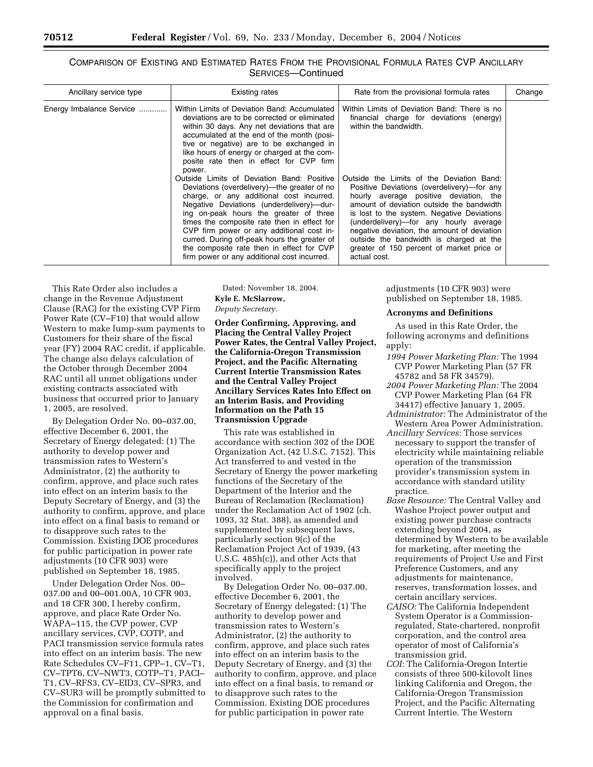COMPARISON OF EXISTING AND ESTIMATED RATES FROM THE PROVISIONAL FORMULA RATES CVP ANCILLARY SERVICES—Continued

| Ancillary service type | Existing rates | Rate from the provisional formula rates | Change |
| --- | --- | --- | --- |
| Energy Imbalance Service | Within Limits of Deviation Band: Accumulated deviations are to be corrected or eliminated within 30 days. Any net deviations that are accumulated at the end of the month (positive or negative) are to be exchanged in like hours of energy or charged at the composite rate then in effect for CVP firm power. | Within Limits of Deviation Band: There is no financial charge for deviations (energy) within the bandwidth. | |
| | Outside Limits of Deviation Band: Positive Deviations (overdelivery)—the greater of no charge, or any additional cost incurred. Negative Deviations (underdelivery)—during on-peak hours the greater of three times the composite rate then in effect for CVP firm power or any additional cost incurred. During off-peak hours the greater of the composite rate then in effect for CVP firm power or any additional cost incurred. | Outside the Limits of the Deviation Band: Positive Deviations (overdelivery)—for any hourly average positive deviation, the amount of deviation outside the bandwidth is lost to the system. Negative Deviations (underdelivery)—for any hourly average negative deviation, the amount of deviation outside the bandwidth is charged at the greater of 150 percent of market price or actual cost. | |

This Rate Order also includes a change in the Revenue Adjustment Clause (RAC) for the existing CVP Firm Power Rate (CV–F10) that would allow Western to make lump-sum payments to Customers for their share of the fiscal year (FY) 2004 RAC credit, if applicable. The change also delays calculation of the October through December 2004 RAC until all unmet obligations under existing contracts associated with business that occurred prior to January 1, 2005, are resolved.

By Delegation Order No. 00–037.00, effective December 6, 2001, the Secretary of Energy delegated: (1) The authority to develop power and transmission rates to Western's Administrator, (2) the authority to confirm, approve, and place such rates into effect on an interim basis to the Deputy Secretary of Energy, and (3) the authority to confirm, approve, and place into effect on a final basis to remand or to disapprove such rates to the Commission. Existing DOE procedures for public participation in power rate adjustments (10 CFR 903) were published on September 18, 1985.

Under Delegation Order Nos. 00–037.00 and 00–001.00A, 10 CFR 903, and 18 CFR 300, I hereby confirm, approve, and place Rate Order No. WAPA–115, the CVP power, CVP ancillary services, CVP, COTP, and PACI transmission service formula rates into effect on an interim basis. The new Rate Schedules CV–F11, CPP–1, CV–T1, CV–TPT6, CV–NWT3, COTP–T1, PACI–T1, CV–RFS3, CV–EID3, CV–SPR3, and CV–SUR3 will be promptly submitted to the Commission for confirmation and approval on a final basis.

Dated: November 18, 2004.

**Kyle E. McSlarrow,**

*Deputy Secretary.*

**Order Confirming, Approving, and Placing the Central Valley Project Power Rates, the Central Valley Project, the California-Oregon Transmission Project, and the Pacific Alternating Current Intertie Transmission Rates and the Central Valley Project Ancillary Services Rates Into Effect on an Interim Basis, and Providing Information on the Path 15 Transmission Upgrade**

This rate was established in accordance with section 302 of the DOE Organization Act, (42 U.S.C. 7152). This Act transferred to and vested in the Secretary of Energy the power marketing functions of the Secretary of the Department of the Interior and the Bureau of Reclamation (Reclamation) under the Reclamation Act of 1902 (ch. 1093, 32 Stat. 388), as amended and supplemented by subsequent laws, particularly section 9(c) of the Reclamation Project Act of 1939, (43 U.S.C. 485h(c)), and other Acts that specifically apply to the project involved.

By Delegation Order No. 00–037.00, effective December 6, 2001, the Secretary of Energy delegated: (1) The authority to develop power and transmission rates to Western's Administrator, (2) the authority to confirm, approve, and place such rates into effect on an interim basis to the Deputy Secretary of Energy, and (3) the authority to confirm, approve, and place into effect on a final basis, to remand or to disapprove such rates to the Commission. Existing DOE procedures for public participation in power rate adjustments (10 CFR 903) were published on September 18, 1985.

**Acronyms and Definitions**

As used in this Rate Order, the following acronyms and definitions apply:

*1994 Power Marketing Plan:* The 1994 CVP Power Marketing Plan (57 FR 45782 and 58 FR 34579).

*2004 Power Marketing Plan:* The 2004 CVP Power Marketing Plan (64 FR 34417) effective January 1, 2005.

*Administrator:* The Administrator of the Western Area Power Administration.

*Ancillary Services:* Those services necessary to support the transfer of electricity while maintaining reliable operation of the transmission provider's transmission system in accordance with standard utility practice.

*Base Resource:* The Central Valley and Washoe Project power output and existing power purchase contracts extending beyond 2004, as determined by Western to be available for marketing, after meeting the requirements of Project Use and First Preference Customers, and any adjustments for maintenance, reserves, transformation losses, and certain ancillary services.

*CAISO:* The California Independent System Operator is a Commission-regulated, State-chartered, nonprofit corporation, and the control area operator of most of California's transmission grid.

*COI:* The California-Oregon Intertie consists of three 500-kilovolt lines linking California and Oregon, the California-Oregon Transmission Project, and the Pacific Alternating Current Intertie. The Western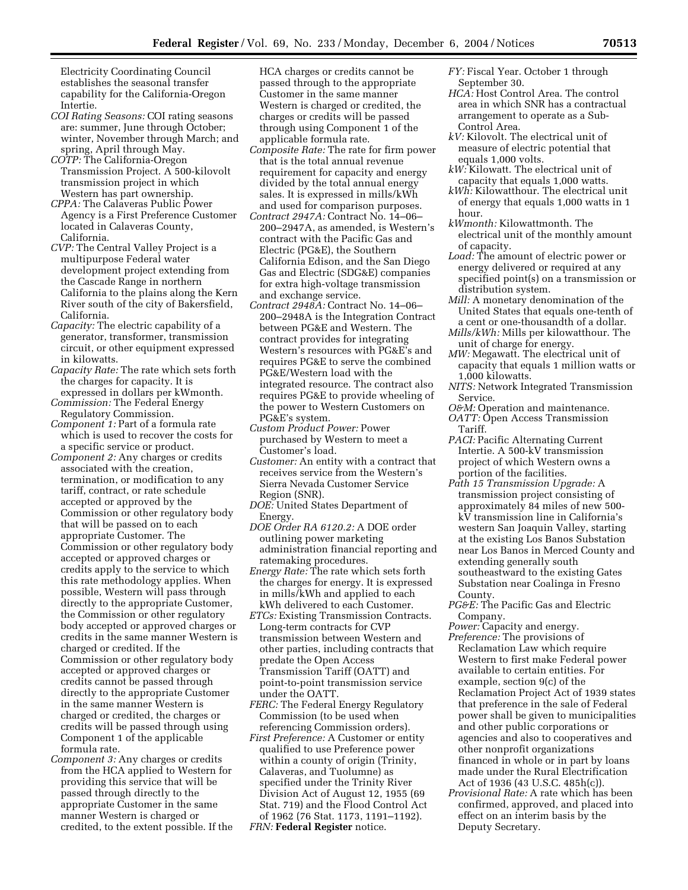Electricity Coordinating Council establishes the seasonal transfer capability for the California-Oregon Intertie.

*COI Rating Seasons:* COI rating seasons are: summer, June through October; winter, November through March; and spring, April through May.

*COTP:* The California-Oregon Transmission Project. A 500-kilovolt transmission project in which Western has part ownership.

*CPPA:* The Calaveras Public Power Agency is a First Preference Customer located in Calaveras County, California.

*CVP:* The Central Valley Project is a multipurpose Federal water development project extending from the Cascade Range in northern California to the plains along the Kern River south of the city of Bakersfield, California.

*Capacity:* The electric capability of a generator, transformer, transmission circuit, or other equipment expressed in kilowatts.

*Capacity Rate:* The rate which sets forth the charges for capacity. It is expressed in dollars per kWmonth.

*Commission:* The Federal Energy Regulatory Commission.

*Component 1:* Part of a formula rate which is used to recover the costs for a specific service or product.

*Component 2:* Any charges or credits associated with the creation, termination, or modification to any tariff, contract, or rate schedule accepted or approved by the Commission or other regulatory body that will be passed on to each appropriate Customer. The Commission or other regulatory body accepted or approved charges or credits apply to the service to which this rate methodology applies. When possible, Western will pass through directly to the appropriate Customer, the Commission or other regulatory body accepted or approved charges or credits in the same manner Western is charged or credited. If the Commission or other regulatory body accepted or approved charges or credits cannot be passed through directly to the appropriate Customer in the same manner Western is charged or credited, the charges or credits will be passed through using Component 1 of the applicable formula rate.

*Component 3:* Any charges or credits from the HCA applied to Western for providing this service that will be passed through directly to the appropriate Customer in the same manner Western is charged or credited, to the extent possible. If the HCA charges or credits cannot be passed through to the appropriate Customer in the same manner Western is charged or credited, the charges or credits will be passed through using Component 1 of the applicable formula rate.

*Composite Rate:* The rate for firm power that is the total annual revenue requirement for capacity and energy divided by the total annual energy sales. It is expressed in mills/kWh and used for comparison purposes.

*Contract 2947A:* Contract No. 14–06–200–2947A, as amended, is Western's contract with the Pacific Gas and Electric (PG&E), the Southern California Edison, and the San Diego Gas and Electric (SDG&E) companies for extra high-voltage transmission and exchange service.

*Contract 2948A:* Contract No. 14–06–200–2948A is the Integration Contract between PG&E and Western. The contract provides for integrating Western's resources with PG&E's and requires PG&E to serve the combined PG&E/Western load with the integrated resource. The contract also requires PG&E to provide wheeling of the power to Western Customers on PG&E's system.

*Custom Product Power:* Power purchased by Western to meet a Customer's load.

*Customer:* An entity with a contract that receives service from the Western's Sierra Nevada Customer Service Region (SNR).

*DOE:* United States Department of Energy.

*DOE Order RA 6120.2:* A DOE order outlining power marketing administration financial reporting and ratemaking procedures.

*Energy Rate:* The rate which sets forth the charges for energy. It is expressed in mills/kWh and applied to each kWh delivered to each Customer.

*ETCs:* Existing Transmission Contracts. Long-term contracts for CVP transmission between Western and other parties, including contracts that predate the Open Access Transmission Tariff (OATT) and point-to-point transmission service under the OATT.

*FERC:* The Federal Energy Regulatory Commission (to be used when referencing Commission orders).

*First Preference:* A Customer or entity qualified to use Preference power within a county of origin (Trinity, Calaveras, and Tuolumne) as specified under the Trinity River Division Act of August 12, 1955 (69 Stat. 719) and the Flood Control Act of 1962 (76 Stat. 1173, 1191–1192).

*FRN:* **Federal Register** notice.

*FY:* Fiscal Year. October 1 through September 30.

*HCA:* Host Control Area. The control area in which SNR has a contractual arrangement to operate as a Sub-Control Area.

*kV:* Kilovolt. The electrical unit of measure of electric potential that equals 1,000 volts.

*kW:* Kilowatt. The electrical unit of capacity that equals 1,000 watts.

*kWh:* Kilowatthour. The electrical unit of energy that equals 1,000 watts in 1 hour.

*kWmonth:* Kilowattmonth. The electrical unit of the monthly amount of capacity.

*Load:* The amount of electric power or energy delivered or required at any specified point(s) on a transmission or distribution system.

*Mill:* A monetary denomination of the United States that equals one-tenth of a cent or one-thousandth of a dollar.

*Mills/kWh:* Mills per kilowatthour. The unit of charge for energy.

*MW:* Megawatt. The electrical unit of capacity that equals 1 million watts or 1,000 kilowatts.

*NITS:* Network Integrated Transmission Service.

*O&M:* Operation and maintenance.

*OATT:* Open Access Transmission Tariff.

*PACI:* Pacific Alternating Current Intertie. A 500-kV transmission project of which Western owns a portion of the facilities.

*Path 15 Transmission Upgrade:* A transmission project consisting of approximately 84 miles of new 500-kV transmission line in California's western San Joaquin Valley, starting at the existing Los Banos Substation near Los Banos in Merced County and extending generally south southeastward to the existing Gates Substation near Coalinga in Fresno County.

*PG&E:* The Pacific Gas and Electric Company.

*Power:* Capacity and energy.

*Preference:* The provisions of Reclamation Law which require Western to first make Federal power available to certain entities. For example, section 9(c) of the Reclamation Project Act of 1939 states that preference in the sale of Federal power shall be given to municipalities and other public corporations or agencies and also to cooperatives and other nonprofit organizations financed in whole or in part by loans made under the Rural Electrification Act of 1936 (43 U.S.C. 485h(c)).

*Provisional Rate:* A rate which has been confirmed, approved, and placed into effect on an interim basis by the Deputy Secretary.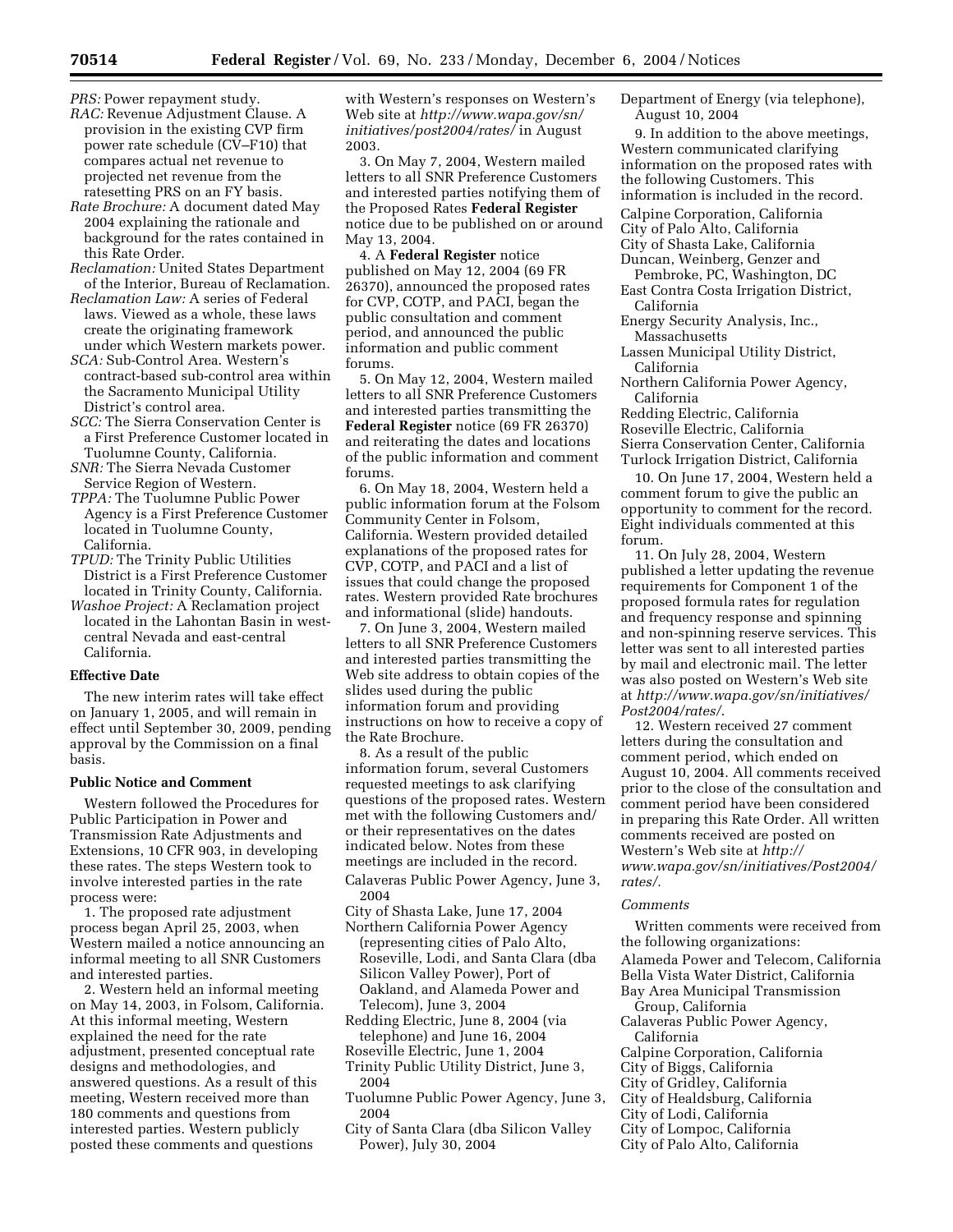*PRS:* Power repayment study.

*RAC:* Revenue Adjustment Clause. A provision in the existing CVP firm power rate schedule (CV–F10) that compares actual net revenue to projected net revenue from the ratesetting PRS on an FY basis.

*Rate Brochure:* A document dated May 2004 explaining the rationale and background for the rates contained in this Rate Order.

*Reclamation:* United States Department of the Interior, Bureau of Reclamation.

*Reclamation Law:* A series of Federal laws. Viewed as a whole, these laws create the originating framework under which Western markets power.

*SCA:* Sub-Control Area. Western's contract-based sub-control area within the Sacramento Municipal Utility District's control area.

*SCC:* The Sierra Conservation Center is a First Preference Customer located in Tuolumne County, California.

*SNR:* The Sierra Nevada Customer Service Region of Western.

*TPPA:* The Tuolumne Public Power Agency is a First Preference Customer located in Tuolumne County, California.

*TPUD:* The Trinity Public Utilities District is a First Preference Customer located in Trinity County, California.

*Washoe Project:* A Reclamation project located in the Lahontan Basin in west-central Nevada and east-central California.

**Effective Date**

The new interim rates will take effect on January 1, 2005, and will remain in effect until September 30, 2009, pending approval by the Commission on a final basis.

**Public Notice and Comment**

Western followed the Procedures for Public Participation in Power and Transmission Rate Adjustments and Extensions, 10 CFR 903, in developing these rates. The steps Western took to involve interested parties in the rate process were:

1. The proposed rate adjustment process began April 25, 2003, when Western mailed a notice announcing an informal meeting to all SNR Customers and interested parties.

2. Western held an informal meeting on May 14, 2003, in Folsom, California. At this informal meeting, Western explained the need for the rate adjustment, presented conceptual rate designs and methodologies, and answered questions. As a result of this meeting, Western received more than 180 comments and questions from interested parties. Western publicly posted these comments and questions with Western's responses on Western's Web site at *http://www.wapa.gov/sn/initiatives/post2004/rates/* in August 2003.

3. On May 7, 2004, Western mailed letters to all SNR Preference Customers and interested parties notifying them of the Proposed Rates **Federal Register** notice due to be published on or around May 13, 2004.

4. A **Federal Register** notice published on May 12, 2004 (69 FR 26370), announced the proposed rates for CVP, COTP, and PACI, began the public consultation and comment period, and announced the public information and public comment forums.

5. On May 12, 2004, Western mailed letters to all SNR Preference Customers and interested parties transmitting the **Federal Register** notice (69 FR 26370) and reiterating the dates and locations of the public information and comment forums.

6. On May 18, 2004, Western held a public information forum at the Folsom Community Center in Folsom, California. Western provided detailed explanations of the proposed rates for CVP, COTP, and PACI and a list of issues that could change the proposed rates. Western provided Rate brochures and informational (slide) handouts.

7. On June 3, 2004, Western mailed letters to all SNR Preference Customers and interested parties transmitting the Web site address to obtain copies of the slides used during the public information forum and providing instructions on how to receive a copy of the Rate Brochure.

8. As a result of the public information forum, several Customers requested meetings to ask clarifying questions of the proposed rates. Western met with the following Customers and/or their representatives on the dates indicated below. Notes from these meetings are included in the record.

Calaveras Public Power Agency, June 3, 2004
City of Shasta Lake, June 17, 2004
Northern California Power Agency (representing cities of Palo Alto, Roseville, Lodi, and Santa Clara (dba Silicon Valley Power), Port of Oakland, and Alameda Power and Telecom), June 3, 2004
Redding Electric, June 8, 2004 (via telephone) and June 16, 2004
Roseville Electric, June 1, 2004
Trinity Public Utility District, June 3, 2004
Tuolumne Public Power Agency, June 3, 2004
City of Santa Clara (dba Silicon Valley Power), July 30, 2004
Department of Energy (via telephone), August 10, 2004

9. In addition to the above meetings, Western communicated clarifying information on the proposed rates with the following Customers. This information is included in the record.

Calpine Corporation, California
City of Palo Alto, California
City of Shasta Lake, California
Duncan, Weinberg, Genzer and Pembroke, PC, Washington, DC
East Contra Costa Irrigation District, California
Energy Security Analysis, Inc., Massachusetts
Lassen Municipal Utility District, California
Northern California Power Agency, California
Redding Electric, California
Roseville Electric, California
Sierra Conservation Center, California
Turlock Irrigation District, California

10. On June 17, 2004, Western held a comment forum to give the public an opportunity to comment for the record. Eight individuals commented at this forum.

11. On July 28, 2004, Western published a letter updating the revenue requirements for Component 1 of the proposed formula rates for regulation and frequency response and spinning and non-spinning reserve services. This letter was sent to all interested parties by mail and electronic mail. The letter was also posted on Western's Web site at *http://www.wapa.gov/sn/initiatives/Post2004/rates/*.

12. Western received 27 comment letters during the consultation and comment period, which ended on August 10, 2004. All comments received prior to the close of the consultation and comment period have been considered in preparing this Rate Order. All written comments received are posted on Western's Web site at *http://www.wapa.gov/sn/initiatives/Post2004/rates/*.

*Comments*

Written comments were received from the following organizations:

Alameda Power and Telecom, California
Bella Vista Water District, California
Bay Area Municipal Transmission Group, California
Calaveras Public Power Agency, California
Calpine Corporation, California
City of Biggs, California
City of Gridley, California
City of Healdsburg, California
City of Lodi, California
City of Lompoc, California
City of Palo Alto, California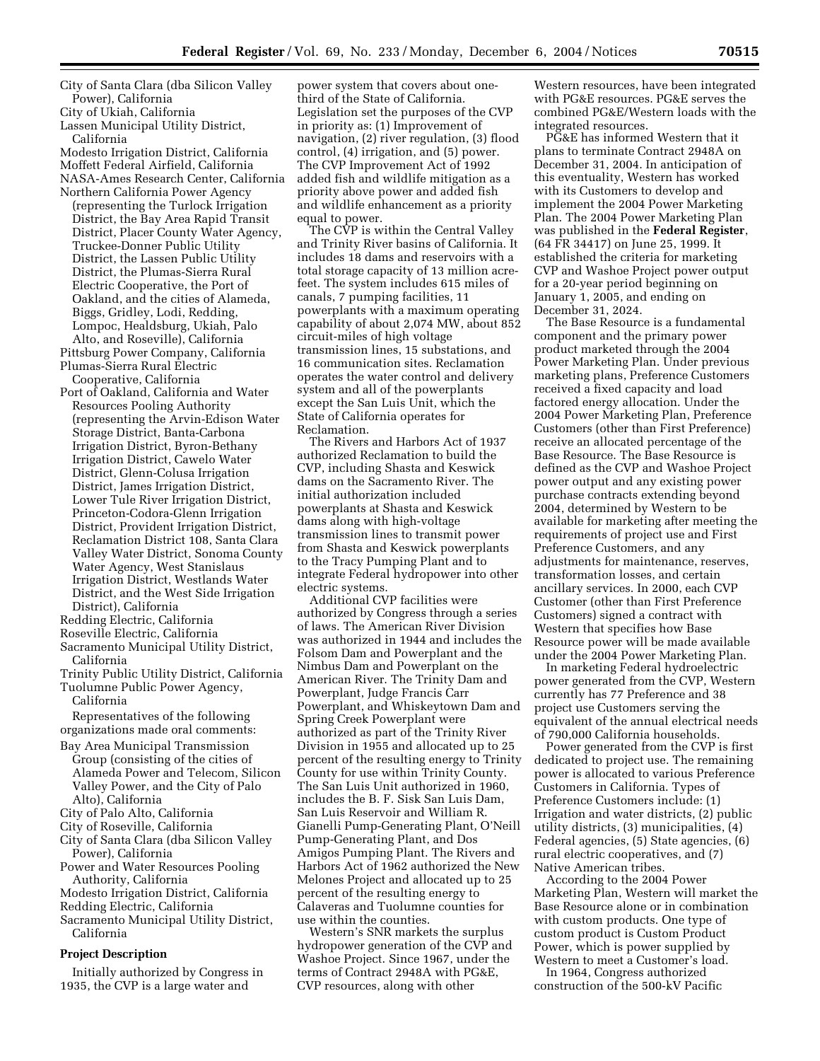City of Santa Clara (dba Silicon Valley Power), California
City of Ukiah, California
Lassen Municipal Utility District, California
Modesto Irrigation District, California
Moffett Federal Airfield, California
NASA-Ames Research Center, California
Northern California Power Agency (representing the Turlock Irrigation District, the Bay Area Rapid Transit District, Placer County Water Agency, Truckee-Donner Public Utility District, the Lassen Public Utility District, the Plumas-Sierra Rural Electric Cooperative, the Port of Oakland, and the cities of Alameda, Biggs, Gridley, Lodi, Redding, Lompoc, Healdsburg, Ukiah, Palo Alto, and Roseville), California
Pittsburg Power Company, California
Plumas-Sierra Rural Electric Cooperative, California
Port of Oakland, California and Water Resources Pooling Authority (representing the Arvin-Edison Water Storage District, Banta-Carbona Irrigation District, Byron-Bethany Irrigation District, Cawelo Water District, Glenn-Colusa Irrigation District, James Irrigation District, Lower Tule River Irrigation District, Princeton-Codora-Glenn Irrigation District, Provident Irrigation District, Reclamation District 108, Santa Clara Valley Water District, Sonoma County Water Agency, West Stanislaus Irrigation District, Westlands Water District, and the West Side Irrigation District), California
Redding Electric, California
Roseville Electric, California
Sacramento Municipal Utility District, California
Trinity Public Utility District, California
Tuolumne Public Power Agency, California

Representatives of the following organizations made oral comments:

Bay Area Municipal Transmission Group (consisting of the cities of Alameda Power and Telecom, Silicon Valley Power, and the City of Palo Alto), California
City of Palo Alto, California
City of Roseville, California
City of Santa Clara (dba Silicon Valley Power), California
Power and Water Resources Pooling Authority, California
Modesto Irrigation District, California
Redding Electric, California
Sacramento Municipal Utility District, California

## Project Description

Initially authorized by Congress in 1935, the CVP is a large water and power system that covers about one-third of the State of California. Legislation set the purposes of the CVP in priority as: (1) Improvement of navigation, (2) river regulation, (3) flood control, (4) irrigation, and (5) power. The CVP Improvement Act of 1992 added fish and wildlife mitigation as a priority above power and added fish and wildlife enhancement as a priority equal to power.

The CVP is within the Central Valley and Trinity River basins of California. It includes 18 dams and reservoirs with a total storage capacity of 13 million acre-feet. The system includes 615 miles of canals, 7 pumping facilities, 11 powerplants with a maximum operating capability of about 2,074 MW, about 852 circuit-miles of high voltage transmission lines, 15 substations, and 16 communication sites. Reclamation operates the water control and delivery system and all of the powerplants except the San Luis Unit, which the State of California operates for Reclamation.

The Rivers and Harbors Act of 1937 authorized Reclamation to build the CVP, including Shasta and Keswick dams on the Sacramento River. The initial authorization included powerplants at Shasta and Keswick dams along with high-voltage transmission lines to transmit power from Shasta and Keswick powerplants to the Tracy Pumping Plant and to integrate Federal hydropower into other electric systems.

Additional CVP facilities were authorized by Congress through a series of laws. The American River Division was authorized in 1944 and includes the Folsom Dam and Powerplant and the Nimbus Dam and Powerplant on the American River. The Trinity Dam and Powerplant, Judge Francis Carr Powerplant, and Whiskeytown Dam and Spring Creek Powerplant were authorized as part of the Trinity River Division in 1955 and allocated up to 25 percent of the resulting energy to Trinity County for use within Trinity County. The San Luis Unit authorized in 1960, includes the B. F. Sisk San Luis Dam, San Luis Reservoir and William R. Gianelli Pump-Generating Plant, O'Neill Pump-Generating Plant, and Dos Amigos Pumping Plant. The Rivers and Harbors Act of 1962 authorized the New Melones Project and allocated up to 25 percent of the resulting energy to Calaveras and Tuolumne counties for use within the counties.

Western's SNR markets the surplus hydropower generation of the CVP and Washoe Project. Since 1967, under the terms of Contract 2948A with PG&E, CVP resources, along with other Western resources, have been integrated with PG&E resources. PG&E serves the combined PG&E/Western loads with the integrated resources.

PG&E has informed Western that it plans to terminate Contract 2948A on December 31, 2004. In anticipation of this eventuality, Western has worked with its Customers to develop and implement the 2004 Power Marketing Plan. The 2004 Power Marketing Plan was published in the **Federal Register**, (64 FR 34417) on June 25, 1999. It established the criteria for marketing CVP and Washoe Project power output for a 20-year period beginning on January 1, 2005, and ending on December 31, 2024.

The Base Resource is a fundamental component and the primary power product marketed through the 2004 Power Marketing Plan. Under previous marketing plans, Preference Customers received a fixed capacity and load factored energy allocation. Under the 2004 Power Marketing Plan, Preference Customers (other than First Preference) receive an allocated percentage of the Base Resource. The Base Resource is defined as the CVP and Washoe Project power output and any existing power purchase contracts extending beyond 2004, determined by Western to be available for marketing after meeting the requirements of project use and First Preference Customers, and any adjustments for maintenance, reserves, transformation losses, and certain ancillary services. In 2000, each CVP Customer (other than First Preference Customers) signed a contract with Western that specifies how Base Resource power will be made available under the 2004 Power Marketing Plan.

In marketing Federal hydroelectric power generated from the CVP, Western currently has 77 Preference and 38 project use Customers serving the equivalent of the annual electrical needs of 790,000 California households.

Power generated from the CVP is first dedicated to project use. The remaining power is allocated to various Preference Customers in California. Types of Preference Customers include: (1) Irrigation and water districts, (2) public utility districts, (3) municipalities, (4) Federal agencies, (5) State agencies, (6) rural electric cooperatives, and (7) Native American tribes.

According to the 2004 Power Marketing Plan, Western will market the Base Resource alone or in combination with custom products. One type of custom product is Custom Product Power, which is power supplied by Western to meet a Customer's load.

In 1964, Congress authorized construction of the 500-kV Pacific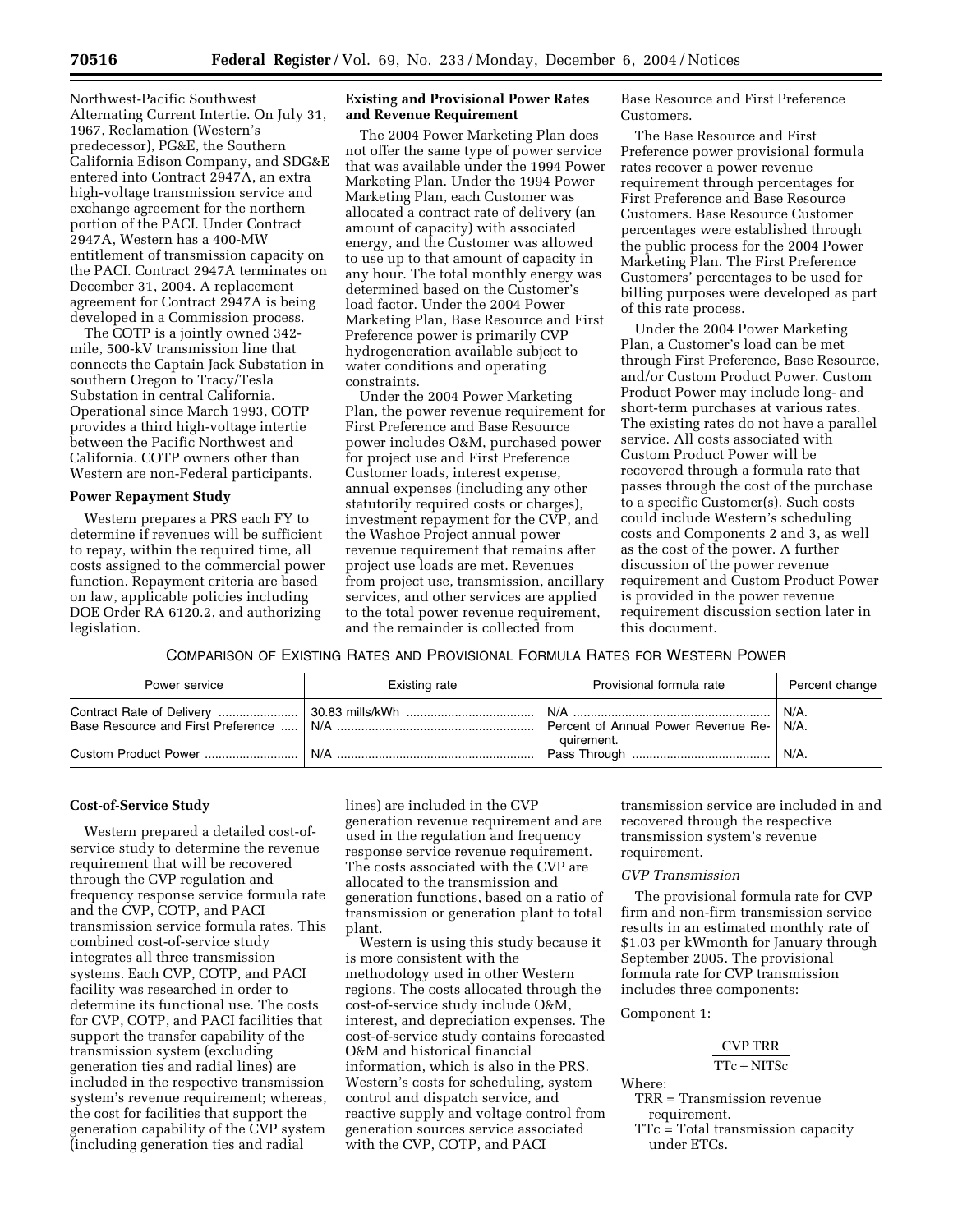Northwest-Pacific Southwest Alternating Current Intertie. On July 31, 1967, Reclamation (Western's predecessor), PG&E, the Southern California Edison Company, and SDG&E entered into Contract 2947A, an extra high-voltage transmission service and exchange agreement for the northern portion of the PACI. Under Contract 2947A, Western has a 400-MW entitlement of transmission capacity on the PACI. Contract 2947A terminates on December 31, 2004. A replacement agreement for Contract 2947A is being developed in a Commission process.

The COTP is a jointly owned 342-mile, 500-kV transmission line that connects the Captain Jack Substation in southern Oregon to Tracy/Tesla Substation in central California. Operational since March 1993, COTP provides a third high-voltage intertie between the Pacific Northwest and California. COTP owners other than Western are non-Federal participants.

**Power Repayment Study**

Western prepares a PRS each FY to determine if revenues will be sufficient to repay, within the required time, all costs assigned to the commercial power function. Repayment criteria are based on law, applicable policies including DOE Order RA 6120.2, and authorizing legislation.

**Existing and Provisional Power Rates and Revenue Requirement**

The 2004 Power Marketing Plan does not offer the same type of power service that was available under the 1994 Power Marketing Plan. Under the 1994 Power Marketing Plan, each Customer was allocated a contract rate of delivery (an amount of capacity) with associated energy, and the Customer was allowed to use up to that amount of capacity in any hour. The total monthly energy was determined based on the Customer's load factor. Under the 2004 Power Marketing Plan, Base Resource and First Preference power is primarily CVP hydrogeneration available subject to water conditions and operating constraints.

Under the 2004 Power Marketing Plan, the power revenue requirement for First Preference and Base Resource power includes O&M, purchased power for project use and First Preference Customer loads, interest expense, annual expenses (including any other statutorily required costs or charges), investment repayment for the CVP, and the Washoe Project annual power revenue requirement that remains after project use loads are met. Revenues from project use, transmission, ancillary services, and other services are applied to the total power revenue requirement, and the remainder is collected from Base Resource and First Preference Customers.

The Base Resource and First Preference power provisional formula rates recover a power revenue requirement through percentages for First Preference and Base Resource Customers. Base Resource Customer percentages were established through the public process for the 2004 Power Marketing Plan. The First Preference Customers' percentages to be used for billing purposes were developed as part of this rate process.

Under the 2004 Power Marketing Plan, a Customer's load can be met through First Preference, Base Resource, and/or Custom Product Power. Custom Product Power may include long- and short-term purchases at various rates. The existing rates do not have a parallel service. All costs associated with Custom Product Power will be recovered through a formula rate that passes through the cost of the purchase to a specific Customer(s). Such costs could include Western's scheduling costs and Components 2 and 3, as well as the cost of the power. A further discussion of the power revenue requirement and Custom Product Power is provided in the power revenue requirement discussion section later in this document.

COMPARISON OF EXISTING RATES AND PROVISIONAL FORMULA RATES FOR WESTERN POWER

| Power service | Existing rate | Provisional formula rate | Percent change |
|---|---|---|---|
| Contract Rate of Delivery | 30.83 mills/kWh | N/A | N/A. |
| Base Resource and First Preference | N/A | Percent of Annual Power Revenue Requirement. | N/A. |
| Custom Product Power | N/A | Pass Through | N/A. |

**Cost-of-Service Study**

Western prepared a detailed cost-of-service study to determine the revenue requirement that will be recovered through the CVP regulation and frequency response service formula rate and the CVP, COTP, and PACI transmission service formula rates. This combined cost-of-service study integrates all three transmission systems. Each CVP, COTP, and PACI facility was researched in order to determine its functional use. The costs for CVP, COTP, and PACI facilities that support the transfer capability of the transmission system (excluding generation ties and radial lines) are included in the respective transmission system's revenue requirement; whereas, the cost for facilities that support the generation capability of the CVP system (including generation ties and radial lines) are included in the CVP generation revenue requirement and are used in the regulation and frequency response service revenue requirement. The costs associated with the CVP are allocated to the transmission and generation functions, based on a ratio of transmission or generation plant to total plant.

Western is using this study because it is more consistent with the methodology used in other Western regions. The costs allocated through the cost-of-service study include O&M, interest, and depreciation expenses. The cost-of-service study contains forecasted O&M and historical financial information, which is also in the PRS. Western's costs for scheduling, system control and dispatch service, and reactive supply and voltage control from generation sources service associated with the CVP, COTP, and PACI transmission service are included in and recovered through the respective transmission system's revenue requirement.

*CVP Transmission*

The provisional formula rate for CVP firm and non-firm transmission service results in an estimated monthly rate of $1.03 per kWmonth for January through September 2005. The provisional formula rate for CVP transmission includes three components:

Component 1:

$$\frac{\text{CVP TRR}}{\text{TTc} + \text{NITSc}}$$

Where:

TRR = Transmission revenue requirement.

TTc = Total transmission capacity under ETCs.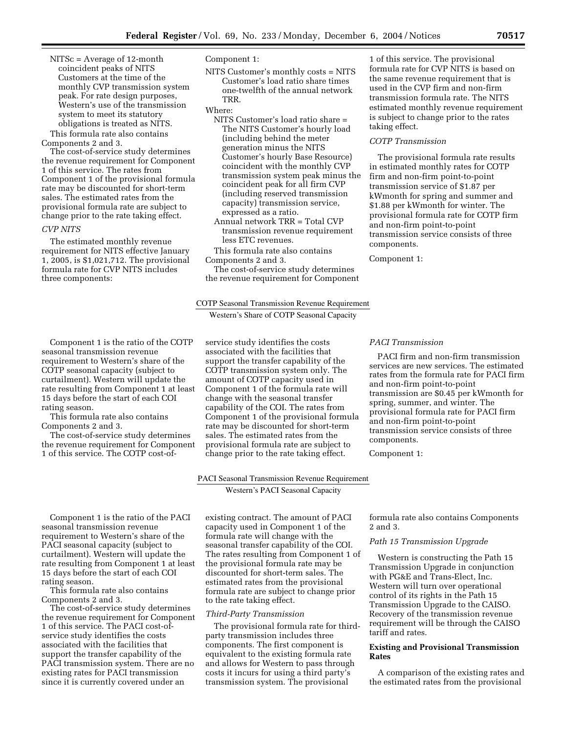NITSc = Average of 12-month coincident peaks of NITS Customers at the time of the monthly CVP transmission system peak. For rate design purposes, Western's use of the transmission system to meet its statutory obligations is treated as NITS.

This formula rate also contains Components 2 and 3.

The cost-of-service study determines the revenue requirement for Component 1 of this service. The rates from Component 1 of the provisional formula rate may be discounted for short-term sales. The estimated rates from the provisional formula rate are subject to change prior to the rate taking effect.

*CVP NITS*

The estimated monthly revenue requirement for NITS effective January 1, 2005, is $1,021,712. The provisional formula rate for CVP NITS includes three components:

Component 1:

NITS Customer's monthly costs = NITS Customer's load ratio share times one-twelfth of the annual network TRR.

Where:

NITS Customer's load ratio share = The NITS Customer's hourly load (including behind the meter generation minus the NITS Customer's hourly Base Resource) coincident with the monthly CVP transmission system peak minus the coincident peak for all firm CVP (including reserved transmission capacity) transmission service, expressed as a ratio.

Annual network TRR = Total CVP transmission revenue requirement less ETC revenues.

This formula rate also contains Components 2 and 3.

The cost-of-service study determines the revenue requirement for Component 1 of this service. The provisional formula rate for CVP NITS is based on the same revenue requirement that is used in the CVP firm and non-firm transmission formula rate. The NITS estimated monthly revenue requirement is subject to change prior to the rates taking effect.

*COTP Transmission*

The provisional formula rate results in estimated monthly rates for COTP firm and non-firm point-to-point transmission service of $1.87 per kWmonth for spring and summer and $1.88 per kWmonth for winter. The provisional formula rate for COTP firm and non-firm point-to-point transmission service consists of three components.

Component 1:

$$\frac{\text{COTP Seasonal Transmission Revenue Requirement}}{\text{Western's Share of COTP Seasonal Capacity}}$$

Component 1 is the ratio of the COTP seasonal transmission revenue requirement to Western's share of the COTP seasonal capacity (subject to curtailment). Western will update the rate resulting from Component 1 at least 15 days before the start of each COI rating season.

This formula rate also contains Components 2 and 3.

The cost-of-service study determines the revenue requirement for Component 1 of this service. The COTP cost-of-service study identifies the costs associated with the facilities that support the transfer capability of the COTP transmission system only. The amount of COTP capacity used in Component 1 of the formula rate will change with the seasonal transfer capability of the COI. The rates from Component 1 of the provisional formula rate may be discounted for short-term sales. The estimated rates from the provisional formula rate are subject to change prior to the rate taking effect.

*PACI Transmission*

PACI firm and non-firm transmission services are new services. The estimated rates from the formula rate for PACI firm and non-firm point-to-point transmission are $0.45 per kWmonth for spring, summer, and winter. The provisional formula rate for PACI firm and non-firm point-to-point transmission service consists of three components.

Component 1:

$$\frac{\text{PACI Seasonal Transmission Revenue Requirement}}{\text{Western's PACI Seasonal Capacity}}$$

Component 1 is the ratio of the PACI seasonal transmission revenue requirement to Western's share of the PACI seasonal capacity (subject to curtailment). Western will update the rate resulting from Component 1 at least 15 days before the start of each COI rating season.

This formula rate also contains Components 2 and 3.

The cost-of-service study determines the revenue requirement for Component 1 of this service. The PACI cost-of-service study identifies the costs associated with the facilities that support the transfer capability of the PACI transmission system. There are no existing rates for PACI transmission since it is currently covered under an existing contract. The amount of PACI capacity used in Component 1 of the formula rate will change with the seasonal transfer capability of the COI. The rates resulting from Component 1 of the provisional formula rate may be discounted for short-term sales. The estimated rates from the provisional formula rate are subject to change prior to the rate taking effect.

*Third-Party Transmission*

The provisional formula rate for third-party transmission includes three components. The first component is equivalent to the existing formula rate and allows for Western to pass through costs it incurs for using a third party's transmission system. The provisional formula rate also contains Components 2 and 3.

*Path 15 Transmission Upgrade*

Western is constructing the Path 15 Transmission Upgrade in conjunction with PG&E and Trans-Elect, Inc. Western will turn over operational control of its rights in the Path 15 Transmission Upgrade to the CAISO. Recovery of the transmission revenue requirement will be through the CAISO tariff and rates.

**Existing and Provisional Transmission Rates**

A comparison of the existing rates and the estimated rates from the provisional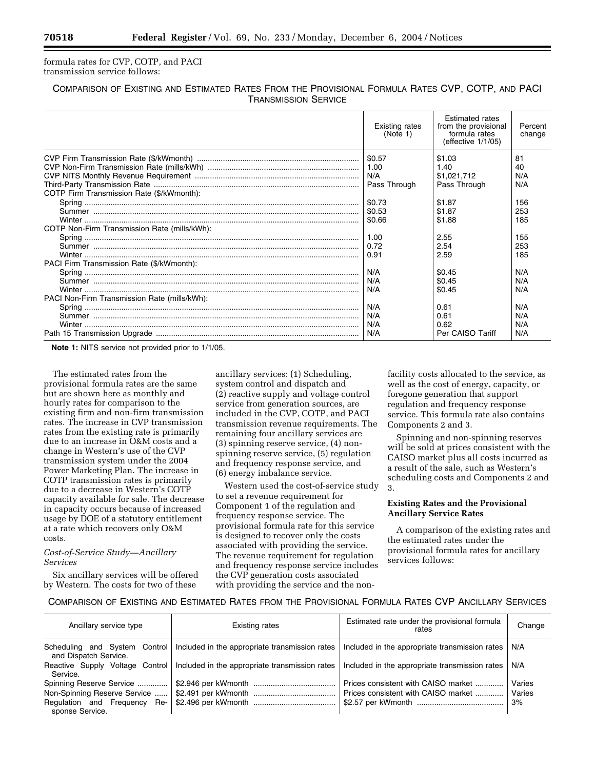formula rates for CVP, COTP, and PACI transmission service follows:

COMPARISON OF EXISTING AND ESTIMATED RATES FROM THE PROVISIONAL FORMULA RATES CVP, COTP, AND PACI TRANSMISSION SERVICE

| | Existing rates (Note 1) | Estimated rates from the provisional formula rates (effective 1/1/05) | Percent change |
|---|---|---|---|
| CVP Firm Transmission Rate ($/kWmonth) | $0.57 | $1.03 | 81 |
| CVP Non-Firm Transmission Rate (mills/kWh) | 1.00 | 1.40 | 40 |
| CVP NITS Monthly Revenue Requirement | N/A | $1,021,712 | N/A |
| Third-Party Transmission Rate | Pass Through | Pass Through | N/A |
| COTP Firm Transmission Rate ($/kWmonth): | | | |
| Spring | $0.73 | $1.87 | 156 |
| Summer | $0.53 | $1.87 | 253 |
| Winter | $0.66 | $1.88 | 185 |
| COTP Non-Firm Transmission Rate (mills/kWh): | | | |
| Spring | 1.00 | 2.55 | 155 |
| Summer | 0.72 | 2.54 | 253 |
| Winter | 0.91 | 2.59 | 185 |
| PACI Firm Transmission Rate ($/kWmonth): | | | |
| Spring | N/A | $0.45 | N/A |
| Summer | N/A | $0.45 | N/A |
| Winter | N/A | $0.45 | N/A |
| PACI Non-Firm Transmission Rate (mills/kWh): | | | |
| Spring | N/A | 0.61 | N/A |
| Summer | N/A | 0.61 | N/A |
| Winter | N/A | 0.62 | N/A |
| Path 15 Transmission Upgrade | N/A | Per CAISO Tariff | N/A |

**Note 1:** NITS service not provided prior to 1/1/05.

The estimated rates from the provisional formula rates are the same but are shown here as monthly and hourly rates for comparison to the existing firm and non-firm transmission rates. The increase in CVP transmission rates from the existing rate is primarily due to an increase in O&M costs and a change in Western's use of the CVP transmission system under the 2004 Power Marketing Plan. The increase in COTP transmission rates is primarily due to a decrease in Western's COTP capacity available for sale. The decrease in capacity occurs because of increased usage by DOE of a statutory entitlement at a rate which recovers only O&M costs.

*Cost-of-Service Study—Ancillary Services*

Six ancillary services will be offered by Western. The costs for two of these ancillary services: (1) Scheduling, system control and dispatch and (2) reactive supply and voltage control service from generation sources, are included in the CVP, COTP, and PACI transmission revenue requirements. The remaining four ancillary services are (3) spinning reserve service, (4) non-spinning reserve service, (5) regulation and frequency response service, and (6) energy imbalance service.

Western used the cost-of-service study to set a revenue requirement for Component 1 of the regulation and frequency response service. The provisional formula rate for this service is designed to recover only the costs associated with providing the service. The revenue requirement for regulation and frequency response service includes the CVP generation costs associated with providing the service and the non-facility costs allocated to the service, as well as the cost of energy, capacity, or foregone generation that support regulation and frequency response service. This formula rate also contains Components 2 and 3.

Spinning and non-spinning reserves will be sold at prices consistent with the CAISO market plus all costs incurred as a result of the sale, such as Western's scheduling costs and Components 2 and 3.

**Existing Rates and the Provisional Ancillary Service Rates**

A comparison of the existing rates and the estimated rates under the provisional formula rates for ancillary services follows:

COMPARISON OF EXISTING AND ESTIMATED RATES FROM THE PROVISIONAL FORMULA RATES CVP ANCILLARY SERVICES

| Ancillary service type | Existing rates | Estimated rate under the provisional formula rates | Change |
|---|---|---|---|
| Scheduling and System Control and Dispatch Service. | Included in the appropriate transmission rates | Included in the appropriate transmission rates | N/A |
| Reactive Supply Voltage Control Service. | Included in the appropriate transmission rates | Included in the appropriate transmission rates | N/A |
| Spinning Reserve Service | $2.946 per kWmonth | Prices consistent with CAISO market | Varies |
| Non-Spinning Reserve Service | $2.491 per kWmonth | Prices consistent with CAISO market | Varies |
| Regulation and Frequency Response Service. | $2.496 per kWmonth | $2.57 per kWmonth | 3% |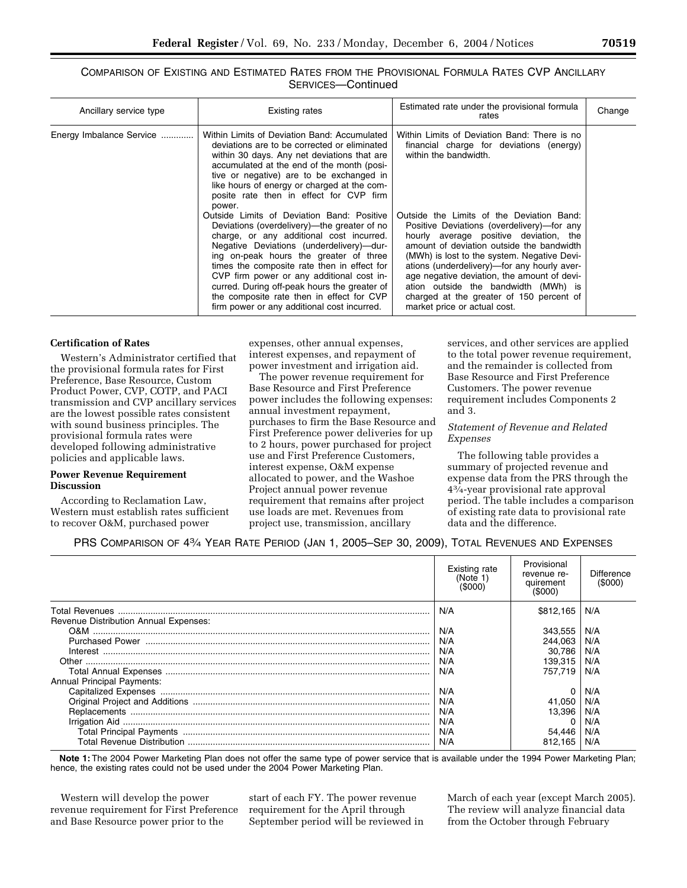COMPARISON OF EXISTING AND ESTIMATED RATES FROM THE PROVISIONAL FORMULA RATES CVP ANCILLARY SERVICES—Continued

| Ancillary service type | Existing rates | Estimated rate under the provisional formula rates | Change |
|---|---|---|---|
| Energy Imbalance Service | Within Limits of Deviation Band: Accumulated deviations are to be corrected or eliminated within 30 days. Any net deviations that are accumulated at the end of the month (positive or negative) are to be exchanged in like hours of energy or charged at the composite rate then in effect for CVP firm power. | Within Limits of Deviation Band: There is no financial charge for deviations (energy) within the bandwidth. | |
| | Outside Limits of Deviation Band: Positive Deviations (overdelivery)—the greater of no charge, or any additional cost incurred. Negative Deviations (underdelivery)—during on-peak hours the greater of three times the composite rate then in effect for CVP firm power or any additional cost incurred. During off-peak hours the greater of the composite rate then in effect for CVP firm power or any additional cost incurred. | Outside the Limits of the Deviation Band: Positive Deviations (overdelivery)—for any hourly average positive deviation, the amount of deviation outside the bandwidth (MWh) is lost to the system. Negative Deviations (underdelivery)—for any hourly average negative deviation, the amount of deviation outside the bandwidth (MWh) is charged at the greater of 150 percent of market price or actual cost. | |

**Certification of Rates**

Western's Administrator certified that the provisional formula rates for First Preference, Base Resource, Custom Product Power, CVP, COTP, and PACI transmission and CVP ancillary services are the lowest possible rates consistent with sound business principles. The provisional formula rates were developed following administrative policies and applicable laws.

**Power Revenue Requirement Discussion**

According to Reclamation Law, Western must establish rates sufficient to recover O&M, purchased power expenses, other annual expenses, interest expenses, and repayment of power investment and irrigation aid.

The power revenue requirement for Base Resource and First Preference power includes the following expenses: annual investment repayment, purchases to firm the Base Resource and First Preference power deliveries for up to 2 hours, power purchased for project use and First Preference Customers, interest expense, O&M expense allocated to power, and the Washoe Project annual power revenue requirement that remains after project use loads are met. Revenues from project use, transmission, ancillary services, and other services are applied to the total power revenue requirement, and the remainder is collected from Base Resource and First Preference Customers. The power revenue requirement includes Components 2 and 3.

*Statement of Revenue and Related Expenses*

The following table provides a summary of projected revenue and expense data from the PRS through the 4¾-year provisional rate approval period. The table includes a comparison of existing rate data to provisional rate data and the difference.

PRS COMPARISON OF 4¾ YEAR RATE PERIOD (JAN 1, 2005–SEP 30, 2009), TOTAL REVENUES AND EXPENSES

| | Existing rate (Note 1) ($000) | Provisional revenue requirement ($000) | Difference ($000) |
|---|---|---|---|
| Total Revenues | N/A | $812,165 | N/A |
| Revenue Distribution Annual Expenses: | | | |
| O&M | N/A | 343,555 | N/A |
| Purchased Power | N/A | 244,063 | N/A |
| Interest | N/A | 30,786 | N/A |
| Other | N/A | 139,315 | N/A |
| Total Annual Expenses | N/A | 757,719 | N/A |
| Annual Principal Payments: | | | |
| Capitalized Expenses | N/A | 0 | N/A |
| Original Project and Additions | N/A | 41,050 | N/A |
| Replacements | N/A | 13,396 | N/A |
| Irrigation Aid | N/A | 0 | N/A |
| Total Principal Payments | N/A | 54,446 | N/A |
| Total Revenue Distribution | N/A | 812,165 | N/A |

**Note 1:** The 2004 Power Marketing Plan does not offer the same type of power service that is available under the 1994 Power Marketing Plan; hence, the existing rates could not be used under the 2004 Power Marketing Plan.

Western will develop the power revenue requirement for First Preference and Base Resource power prior to the start of each FY. The power revenue requirement for the April through September period will be reviewed in March of each year (except March 2005). The review will analyze financial data from the October through February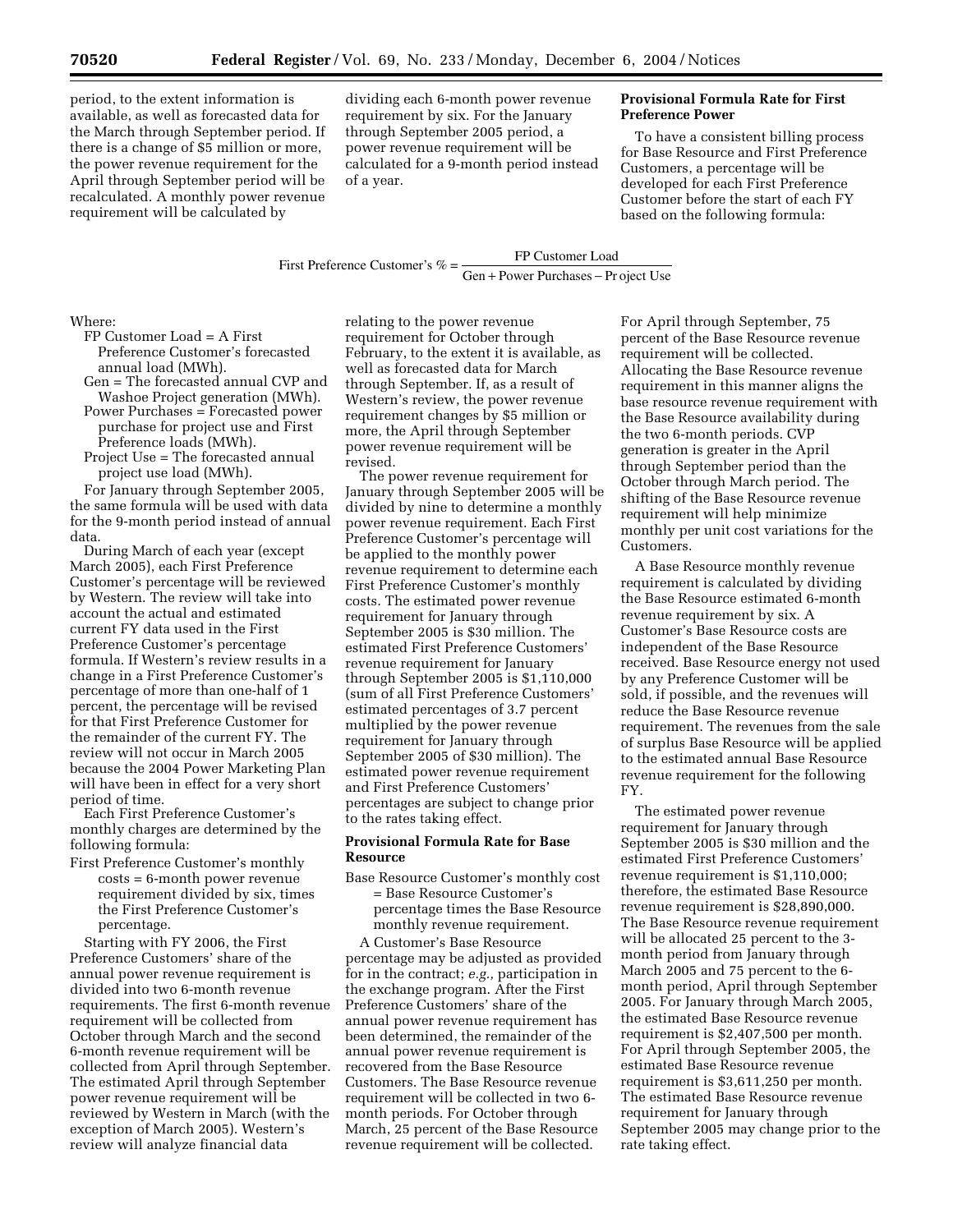period, to the extent information is available, as well as forecasted data for the March through September period. If there is a change of $5 million or more, the power revenue requirement for the April through September period will be recalculated. A monthly power revenue requirement will be calculated by dividing each 6-month power revenue requirement by six. For the January through September 2005 period, a power revenue requirement will be calculated for a 9-month period instead of a year.

**Provisional Formula Rate for First Preference Power**

To have a consistent billing process for Base Resource and First Preference Customers, a percentage will be developed for each First Preference Customer before the start of each FY based on the following formula:

$$\text{First Preference Customer's \%} = \frac{\text{FP Customer Load}}{\text{Gen} + \text{Power Purchases} - \text{Project Use}}$$

Where:

FP Customer Load = A First Preference Customer's forecasted annual load (MWh).

Gen = The forecasted annual CVP and Washoe Project generation (MWh).

Power Purchases = Forecasted power purchase for project use and First Preference loads (MWh).

Project Use = The forecasted annual project use load (MWh).

For January through September 2005, the same formula will be used with data for the 9-month period instead of annual data.

During March of each year (except March 2005), each First Preference Customer's percentage will be reviewed by Western. The review will take into account the actual and estimated current FY data used in the First Preference Customer's percentage formula. If Western's review results in a change in a First Preference Customer's percentage of more than one-half of 1 percent, the percentage will be revised for that First Preference Customer for the remainder of the current FY. The review will not occur in March 2005 because the 2004 Power Marketing Plan will have been in effect for a very short period of time.

Each First Preference Customer's monthly charges are determined by the following formula:

First Preference Customer's monthly costs = 6-month power revenue requirement divided by six, times the First Preference Customer's percentage.

Starting with FY 2006, the First Preference Customers' share of the annual power revenue requirement is divided into two 6-month revenue requirements. The first 6-month revenue requirement will be collected from October through March and the second 6-month revenue requirement will be collected from April through September. The estimated April through September power revenue requirement will be reviewed by Western in March (with the exception of March 2005). Western's review will analyze financial data relating to the power revenue requirement for October through February, to the extent it is available, as well as forecasted data for March through September. If, as a result of Western's review, the power revenue requirement changes by $5 million or more, the April through September power revenue requirement will be revised.

The power revenue requirement for January through September 2005 will be divided by nine to determine a monthly power revenue requirement. Each First Preference Customer's percentage will be applied to the monthly power revenue requirement to determine each First Preference Customer's monthly costs. The estimated power revenue requirement for January through September 2005 is $30 million. The estimated First Preference Customers' revenue requirement for January through September 2005 is $1,110,000 (sum of all First Preference Customers' estimated percentages of 3.7 percent multiplied by the power revenue requirement for January through September 2005 of $30 million). The estimated power revenue requirement and First Preference Customers' percentages are subject to change prior to the rates taking effect.

**Provisional Formula Rate for Base Resource**

Base Resource Customer's monthly cost = Base Resource Customer's percentage times the Base Resource monthly revenue requirement.

A Customer's Base Resource percentage may be adjusted as provided for in the contract; *e.g.,* participation in the exchange program. After the First Preference Customers' share of the annual power revenue requirement has been determined, the remainder of the annual power revenue requirement is recovered from the Base Resource Customers. The Base Resource revenue requirement will be collected in two 6-month periods. For October through March, 25 percent of the Base Resource revenue requirement will be collected. For April through September, 75 percent of the Base Resource revenue requirement will be collected. Allocating the Base Resource revenue requirement in this manner aligns the base resource revenue requirement with the Base Resource availability during the two 6-month periods. CVP generation is greater in the April through September period than the October through March period. The shifting of the Base Resource revenue requirement will help minimize monthly per unit cost variations for the Customers.

A Base Resource monthly revenue requirement is calculated by dividing the Base Resource estimated 6-month revenue requirement by six. A Customer's Base Resource costs are independent of the Base Resource received. Base Resource energy not used by any Preference Customer will be sold, if possible, and the revenues will reduce the Base Resource revenue requirement. The revenues from the sale of surplus Base Resource will be applied to the estimated annual Base Resource revenue requirement for the following FY.

The estimated power revenue requirement for January through September 2005 is $30 million and the estimated First Preference Customers' revenue requirement is $1,110,000; therefore, the estimated Base Resource revenue requirement is $28,890,000. The Base Resource revenue requirement will be allocated 25 percent to the 3-month period from January through March 2005 and 75 percent to the 6-month period, April through September 2005. For January through March 2005, the estimated Base Resource revenue requirement is $2,407,500 per month. For April through September 2005, the estimated Base Resource revenue requirement is $3,611,250 per month. The estimated Base Resource revenue requirement for January through September 2005 may change prior to the rate taking effect.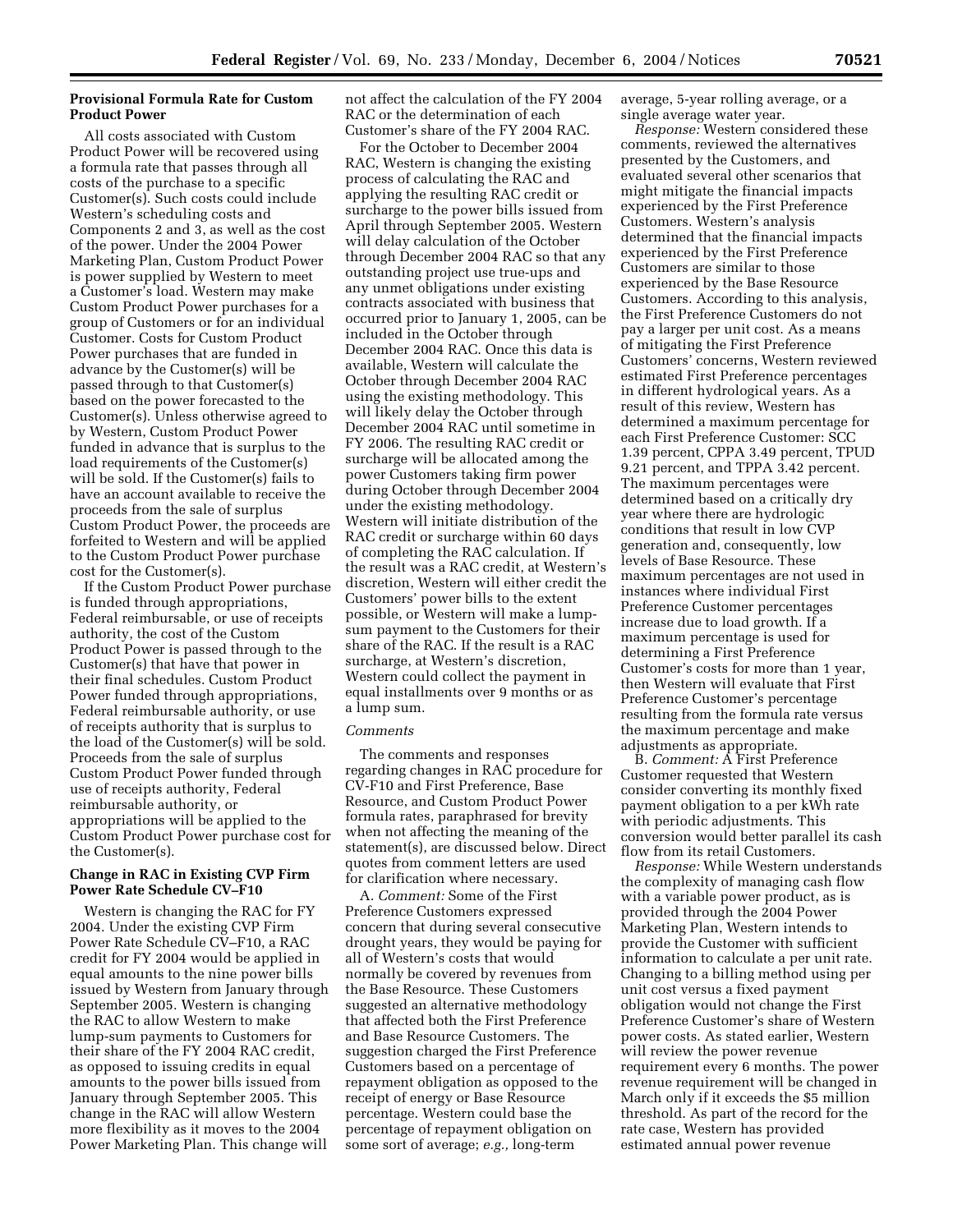**Provisional Formula Rate for Custom Product Power**

All costs associated with Custom Product Power will be recovered using a formula rate that passes through all costs of the purchase to a specific Customer(s). Such costs could include Western's scheduling costs and Components 2 and 3, as well as the cost of the power. Under the 2004 Power Marketing Plan, Custom Product Power is power supplied by Western to meet a Customer's load. Western may make Custom Product Power purchases for a group of Customers or for an individual Customer. Costs for Custom Product Power purchases that are funded in advance by the Customer(s) will be passed through to that Customer(s) based on the power forecasted to the Customer(s). Unless otherwise agreed to by Western, Custom Product Power funded in advance that is surplus to the load requirements of the Customer(s) will be sold. If the Customer(s) fails to have an account available to receive the proceeds from the sale of surplus Custom Product Power, the proceeds are forfeited to Western and will be applied to the Custom Product Power purchase cost for the Customer(s).

If the Custom Product Power purchase is funded through appropriations, Federal reimbursable, or use of receipts authority, the cost of the Custom Product Power is passed through to the Customer(s) that have that power in their final schedules. Custom Product Power funded through appropriations, Federal reimbursable authority, or use of receipts authority that is surplus to the load of the Customer(s) will be sold. Proceeds from the sale of surplus Custom Product Power funded through use of receipts authority, Federal reimbursable authority, or appropriations will be applied to the Custom Product Power purchase cost for the Customer(s).

**Change in RAC in Existing CVP Firm Power Rate Schedule CV–F10**

Western is changing the RAC for FY 2004. Under the existing CVP Firm Power Rate Schedule CV–F10, a RAC credit for FY 2004 would be applied in equal amounts to the nine power bills issued by Western from January through September 2005. Western is changing the RAC to allow Western to make lump-sum payments to Customers for their share of the FY 2004 RAC credit, as opposed to issuing credits in equal amounts to the power bills issued from January through September 2005. This change in the RAC will allow Western more flexibility as it moves to the 2004 Power Marketing Plan. This change will not affect the calculation of the FY 2004 RAC or the determination of each Customer's share of the FY 2004 RAC.

For the October to December 2004 RAC, Western is changing the existing process of calculating the RAC and applying the resulting RAC credit or surcharge to the power bills issued from April through September 2005. Western will delay calculation of the October through December 2004 RAC so that any outstanding project use true-ups and any unmet obligations under existing contracts associated with business that occurred prior to January 1, 2005, can be included in the October through December 2004 RAC. Once this data is available, Western will calculate the October through December 2004 RAC using the existing methodology. This will likely delay the October through December 2004 RAC until sometime in FY 2006. The resulting RAC credit or surcharge will be allocated among the power Customers taking firm power during October through December 2004 under the existing methodology. Western will initiate distribution of the RAC credit or surcharge within 60 days of completing the RAC calculation. If the result was a RAC credit, at Western's discretion, Western will either credit the Customers' power bills to the extent possible, or Western will make a lump-sum payment to the Customers for their share of the RAC. If the result is a RAC surcharge, at Western's discretion, Western could collect the payment in equal installments over 9 months or as a lump sum.

*Comments*

The comments and responses regarding changes in RAC procedure for CV-F10 and First Preference, Base Resource, and Custom Product Power formula rates, paraphrased for brevity when not affecting the meaning of the statement(s), are discussed below. Direct quotes from comment letters are used for clarification when necessary.

A. *Comment:* Some of the First Preference Customers expressed concern that during several consecutive drought years, they would be paying for all of Western's costs that would normally be covered by revenues from the Base Resource. These Customers suggested an alternative methodology that affected both the First Preference and Base Resource Customers. The suggestion charged the First Preference Customers based on a percentage of repayment obligation as opposed to the receipt of energy or Base Resource percentage. Western could base the percentage of repayment obligation on some sort of average; *e.g.,* long-term average, 5-year rolling average, or a single average water year.

*Response:* Western considered these comments, reviewed the alternatives presented by the Customers, and evaluated several other scenarios that might mitigate the financial impacts experienced by the First Preference Customers. Western's analysis determined that the financial impacts experienced by the First Preference Customers are similar to those experienced by the Base Resource Customers. According to this analysis, the First Preference Customers do not pay a larger per unit cost. As a means of mitigating the First Preference Customers' concerns, Western reviewed estimated First Preference percentages in different hydrological years. As a result of this review, Western has determined a maximum percentage for each First Preference Customer: SCC 1.39 percent, CPPA 3.49 percent, TPUD 9.21 percent, and TPPA 3.42 percent. The maximum percentages were determined based on a critically dry year where there are hydrologic conditions that result in low CVP generation and, consequently, low levels of Base Resource. These maximum percentages are not used in instances where individual First Preference Customer percentages increase due to load growth. If a maximum percentage is used for determining a First Preference Customer's costs for more than 1 year, then Western will evaluate that First Preference Customer's percentage resulting from the formula rate versus the maximum percentage and make adjustments as appropriate.

B. *Comment:* A First Preference Customer requested that Western consider converting its monthly fixed payment obligation to a per kWh rate with periodic adjustments. This conversion would better parallel its cash flow from its retail Customers.

*Response:* While Western understands the complexity of managing cash flow with a variable power product, as is provided through the 2004 Power Marketing Plan, Western intends to provide the Customer with sufficient information to calculate a per unit rate. Changing to a billing method using per unit cost versus a fixed payment obligation would not change the First Preference Customer's share of Western power costs. As stated earlier, Western will review the power revenue requirement every 6 months. The power revenue requirement will be changed in March only if it exceeds the $5 million threshold. As part of the record for the rate case, Western has provided estimated annual power revenue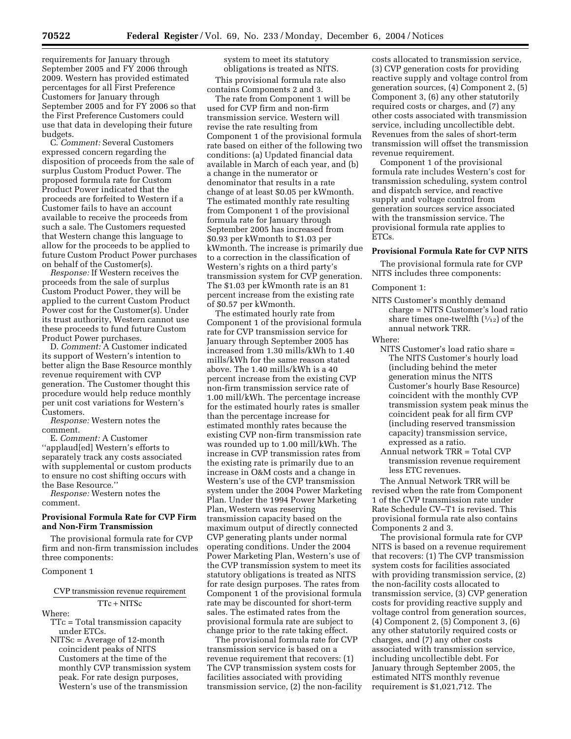requirements for January through September 2005 and FY 2006 through 2009. Western has provided estimated percentages for all First Preference Customers for January through September 2005 and for FY 2006 so that the First Preference Customers could use that data in developing their future budgets.

C. *Comment:* Several Customers expressed concern regarding the disposition of proceeds from the sale of surplus Custom Product Power. The proposed formula rate for Custom Product Power indicated that the proceeds are forfeited to Western if a Customer fails to have an account available to receive the proceeds from such a sale. The Customers requested that Western change this language to allow for the proceeds to be applied to future Custom Product Power purchases on behalf of the Customer(s).

*Response:* If Western receives the proceeds from the sale of surplus Custom Product Power, they will be applied to the current Custom Product Power cost for the Customer(s). Under its trust authority, Western cannot use these proceeds to fund future Custom Product Power purchases.

D. *Comment:* A Customer indicated its support of Western's intention to better align the Base Resource monthly revenue requirement with CVP generation. The Customer thought this procedure would help reduce monthly per unit cost variations for Western's Customers.

*Response:* Western notes the comment.

E. *Comment:* A Customer "applaud[ed] Western's efforts to separately track any costs associated with supplemental or custom products to ensure no cost shifting occurs with the Base Resource."

*Response:* Western notes the comment.

**Provisional Formula Rate for CVP Firm and Non-Firm Transmission**

The provisional formula rate for CVP firm and non-firm transmission includes three components:

Component 1

$$\frac{\text{CVP transmission revenue requirement}}{\text{TTc} + \text{NITSc}}$$

Where:

TTc = Total transmission capacity under ETCs.

NITSc = Average of 12-month coincident peaks of NITS Customers at the time of the monthly CVP transmission system peak. For rate design purposes, Western's use of the transmission system to meet its statutory obligations is treated as NITS.

This provisional formula rate also contains Components 2 and 3.

The rate from Component 1 will be used for CVP firm and non-firm transmission service. Western will revise the rate resulting from Component 1 of the provisional formula rate based on either of the following two conditions: (a) Updated financial data available in March of each year, and (b) a change in the numerator or denominator that results in a rate change of at least $0.05 per kWmonth. The estimated monthly rate resulting from Component 1 of the provisional formula rate for January through September 2005 has increased from $0.93 per kWmonth to $1.03 per kWmonth. The increase is primarily due to a correction in the classification of Western's rights on a third party's transmission system for CVP generation. The $1.03 per kWmonth rate is an 81 percent increase from the existing rate of $0.57 per kWmonth.

The estimated hourly rate from Component 1 of the provisional formula rate for CVP transmission service for January through September 2005 has increased from 1.30 mills/kWh to 1.40 mills/kWh for the same reason stated above. The 1.40 mills/kWh is a 40 percent increase from the existing CVP non-firm transmission service rate of 1.00 mill/kWh. The percentage increase for the estimated hourly rates is smaller than the percentage increase for estimated monthly rates because the existing CVP non-firm transmission rate was rounded up to 1.00 mill/kWh. The increase in CVP transmission rates from the existing rate is primarily due to an increase in O&M costs and a change in Western's use of the CVP transmission system under the 2004 Power Marketing Plan. Under the 1994 Power Marketing Plan, Western was reserving transmission capacity based on the maximum output of directly connected CVP generating plants under normal operating conditions. Under the 2004 Power Marketing Plan, Western's use of the CVP transmission system to meet its statutory obligations is treated as NITS for rate design purposes. The rates from Component 1 of the provisional formula rate may be discounted for short-term sales. The estimated rates from the provisional formula rate are subject to change prior to the rate taking effect.

The provisional formula rate for CVP transmission service is based on a revenue requirement that recovers: (1) The CVP transmission system costs for facilities associated with providing transmission service, (2) the non-facility costs allocated to transmission service, (3) CVP generation costs for providing reactive supply and voltage control from generation sources, (4) Component 2, (5) Component 3, (6) any other statutorily required costs or charges, and (7) any other costs associated with transmission service, including uncollectible debt. Revenues from the sales of short-term transmission will offset the transmission revenue requirement.

Component 1 of the provisional formula rate includes Western's cost for transmission scheduling, system control and dispatch service, and reactive supply and voltage control from generation sources service associated with the transmission service. The provisional formula rate applies to ETCs.

**Provisional Formula Rate for CVP NITS**

The provisional formula rate for CVP NITS includes three components:

Component 1:

NITS Customer's monthly demand charge = NITS Customer's load ratio share times one-twelfth (1/12) of the annual network TRR.

Where:

NITS Customer's load ratio share = The NITS Customer's hourly load (including behind the meter generation minus the NITS Customer's hourly Base Resource) coincident with the monthly CVP transmission system peak minus the coincident peak for all firm CVP (including reserved transmission capacity) transmission service, expressed as a ratio.

Annual network TRR = Total CVP transmission revenue requirement less ETC revenues.

The Annual Network TRR will be revised when the rate from Component 1 of the CVP transmission rate under Rate Schedule CV–T1 is revised. This provisional formula rate also contains Components 2 and 3.

The provisional formula rate for CVP NITS is based on a revenue requirement that recovers: (1) The CVP transmission system costs for facilities associated with providing transmission service, (2) the non-facility costs allocated to transmission service, (3) CVP generation costs for providing reactive supply and voltage control from generation sources, (4) Component 2, (5) Component 3, (6) any other statutorily required costs or charges, and (7) any other costs associated with transmission service, including uncollectible debt. For January through September 2005, the estimated NITS monthly revenue requirement is $1,021,712. The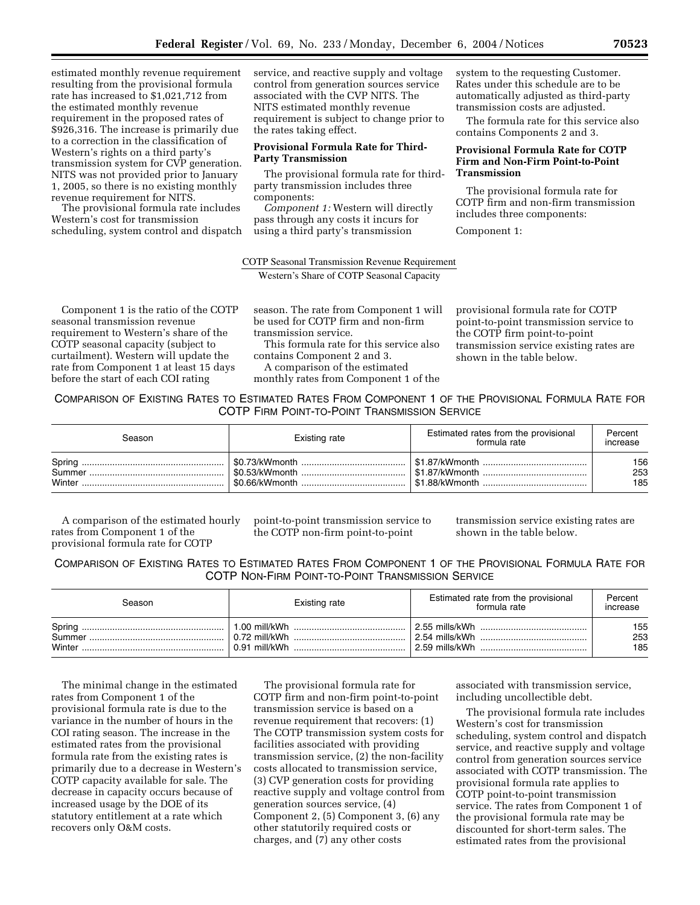estimated monthly revenue requirement resulting from the provisional formula rate has increased to $1,021,712 from the estimated monthly revenue requirement in the proposed rates of $926,316. The increase is primarily due to a correction in the classification of Western's rights on a third party's transmission system for CVP generation. NITS was not provided prior to January 1, 2005, so there is no existing monthly revenue requirement for NITS.

The provisional formula rate includes Western's cost for transmission scheduling, system control and dispatch service, and reactive supply and voltage control from generation sources service associated with the CVP NITS. The NITS estimated monthly revenue requirement is subject to change prior to the rates taking effect.

**Provisional Formula Rate for Third-Party Transmission**

The provisional formula rate for third-party transmission includes three components:

*Component 1:* Western will directly pass through any costs it incurs for using a third party's transmission system to the requesting Customer. Rates under this schedule are to be automatically adjusted as third-party transmission costs are adjusted.

The formula rate for this service also contains Components 2 and 3.

**Provisional Formula Rate for COTP Firm and Non-Firm Point-to-Point Transmission**

The provisional formula rate for COTP firm and non-firm transmission includes three components:

Component 1:

$$\frac{\text{COTP Seasonal Transmission Revenue Requirement}}{\text{Western's Share of COTP Seasonal Capacity}}$$

Component 1 is the ratio of the COTP seasonal transmission revenue requirement to Western's share of the COTP seasonal capacity (subject to curtailment). Western will update the rate from Component 1 at least 15 days before the start of each COI rating season. The rate from Component 1 will be used for COTP firm and non-firm transmission service.

This formula rate for this service also contains Component 2 and 3.

A comparison of the estimated monthly rates from Component 1 of the provisional formula rate for COTP point-to-point transmission service to the COTP firm point-to-point transmission service existing rates are shown in the table below.

COMPARISON OF EXISTING RATES TO ESTIMATED RATES FROM COMPONENT 1 OF THE PROVISIONAL FORMULA RATE FOR COTP FIRM POINT-TO-POINT TRANSMISSION SERVICE

| Season | Existing rate | Estimated rates from the provisional formula rate | Percent increase |
|---|---|---|---|
| Spring | $0.73/kWmonth | $1.87/kWmonth | 156 |
| Summer | $0.53/kWmonth | $1.87/kWmonth | 253 |
| Winter | $0.66/kWmonth | $1.88/kWmonth | 185 |

A comparison of the estimated hourly rates from Component 1 of the provisional formula rate for COTP point-to-point transmission service to the COTP non-firm point-to-point transmission service existing rates are shown in the table below.

COMPARISON OF EXISTING RATES TO ESTIMATED RATES FROM COMPONENT 1 OF THE PROVISIONAL FORMULA RATE FOR COTP NON-FIRM POINT-TO-POINT TRANSMISSION SERVICE

| Season | Existing rate | Estimated rate from the provisional formula rate | Percent increase |
|---|---|---|---|
| Spring | 1.00 mill/kWh | 2.55 mills/kWh | 155 |
| Summer | 0.72 mill/kWh | 2.54 mills/kWh | 253 |
| Winter | 0.91 mill/kWh | 2.59 mills/kWh | 185 |

The minimal change in the estimated rates from Component 1 of the provisional formula rate is due to the variance in the number of hours in the COI rating season. The increase in the estimated rates from the provisional formula rate from the existing rates is primarily due to a decrease in Western's COTP capacity available for sale. The decrease in capacity occurs because of increased usage by the DOE of its statutory entitlement at a rate which recovers only O&M costs.

The provisional formula rate for COTP firm and non-firm point-to-point transmission service is based on a revenue requirement that recovers: (1) The COTP transmission system costs for facilities associated with providing transmission service, (2) the non-facility costs allocated to transmission service, (3) CVP generation costs for providing reactive supply and voltage control from generation sources service, (4) Component 2, (5) Component 3, (6) any other statutorily required costs or charges, and (7) any other costs associated with transmission service, including uncollectible debt.

The provisional formula rate includes Western's cost for transmission scheduling, system control and dispatch service, and reactive supply and voltage control from generation sources service associated with COTP transmission. The provisional formula rate applies to COTP point-to-point transmission service. The rates from Component 1 of the provisional formula rate may be discounted for short-term sales. The estimated rates from the provisional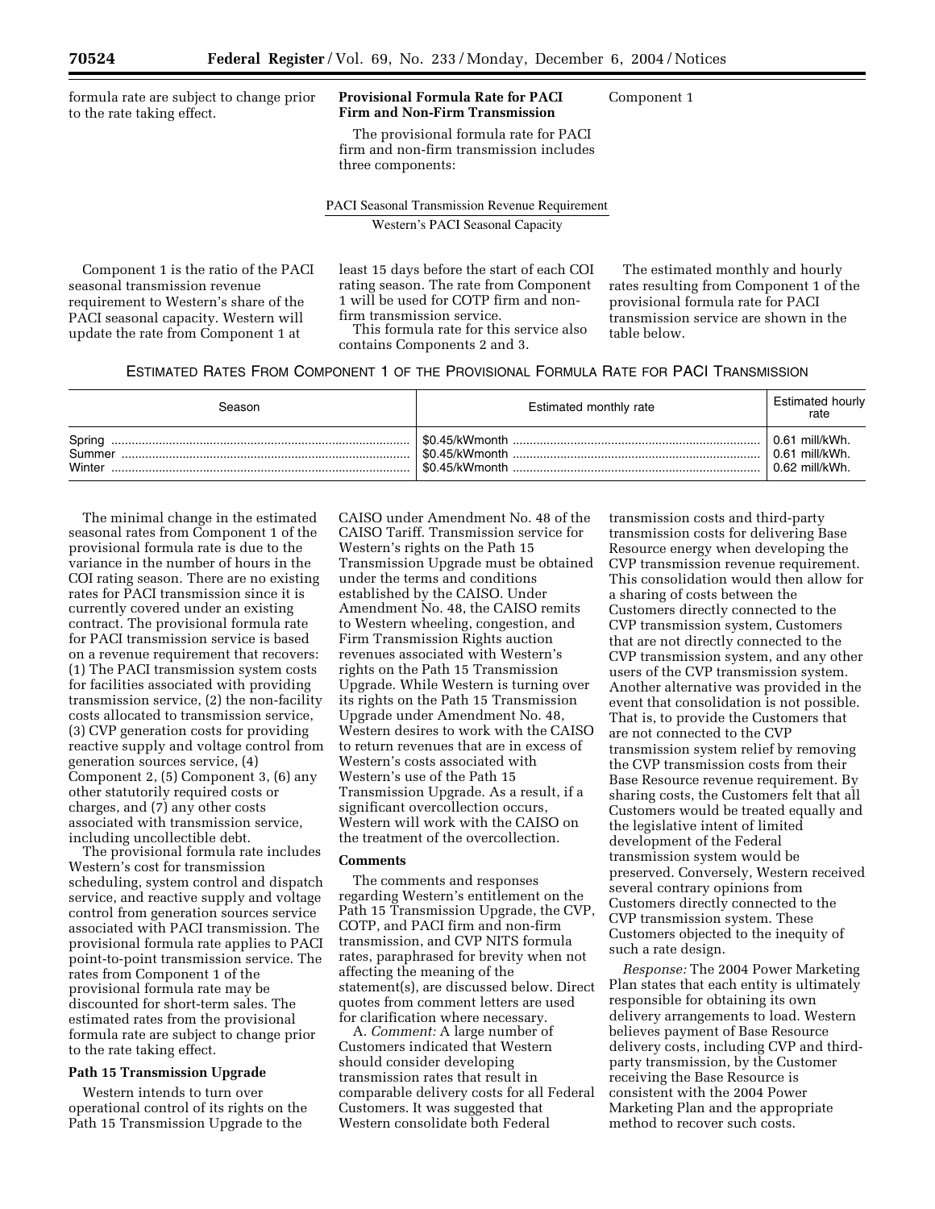formula rate are subject to change prior to the rate taking effect.

**Provisional Formula Rate for PACI Firm and Non-Firm Transmission**

The provisional formula rate for PACI firm and non-firm transmission includes three components:

Component 1

$$\frac{\text{PACI Seasonal Transmission Revenue Requirement}}{\text{Western's PACI Seasonal Capacity}}$$

Component 1 is the ratio of the PACI seasonal transmission revenue requirement to Western's share of the PACI seasonal capacity. Western will update the rate from Component 1 at least 15 days before the start of each COI rating season. The rate from Component 1 will be used for COTP firm and non-firm transmission service.

This formula rate for this service also contains Components 2 and 3.

The estimated monthly and hourly rates resulting from Component 1 of the provisional formula rate for PACI transmission service are shown in the table below.

ESTIMATED RATES FROM COMPONENT 1 OF THE PROVISIONAL FORMULA RATE FOR PACI TRANSMISSION

| Season | Estimated monthly rate | Estimated hourly rate |
|---|---|---|
| Spring | $0.45/kWmonth | 0.61 mill/kWh. |
| Summer | $0.45/kWmonth | 0.61 mill/kWh. |
| Winter | $0.45/kWmonth | 0.62 mill/kWh. |

The minimal change in the estimated seasonal rates from Component 1 of the provisional formula rate is due to the variance in the number of hours in the COI rating season. There are no existing rates for PACI transmission since it is currently covered under an existing contract. The provisional formula rate for PACI transmission service is based on a revenue requirement that recovers: (1) The PACI transmission system costs for facilities associated with providing transmission service, (2) the non-facility costs allocated to transmission service, (3) CVP generation costs for providing reactive supply and voltage control from generation sources service, (4) Component 2, (5) Component 3, (6) any other statutorily required costs or charges, and (7) any other costs associated with transmission service, including uncollectible debt.

The provisional formula rate includes Western's cost for transmission scheduling, system control and dispatch service, and reactive supply and voltage control from generation sources service associated with PACI transmission. The provisional formula rate applies to PACI point-to-point transmission service. The rates from Component 1 of the provisional formula rate may be discounted for short-term sales. The estimated rates from the provisional formula rate are subject to change prior to the rate taking effect.

**Path 15 Transmission Upgrade**

Western intends to turn over operational control of its rights on the Path 15 Transmission Upgrade to the CAISO under Amendment No. 48 of the CAISO Tariff. Transmission service for Western's rights on the Path 15 Transmission Upgrade must be obtained under the terms and conditions established by the CAISO. Under Amendment No. 48, the CAISO remits to Western wheeling, congestion, and Firm Transmission Rights auction revenues associated with Western's rights on the Path 15 Transmission Upgrade. While Western is turning over its rights on the Path 15 Transmission Upgrade under Amendment No. 48, Western desires to work with the CAISO to return revenues that are in excess of Western's costs associated with Western's use of the Path 15 Transmission Upgrade. As a result, if a significant overcollection occurs, Western will work with the CAISO on the treatment of the overcollection.

**Comments**

The comments and responses regarding Western's entitlement on the Path 15 Transmission Upgrade, the CVP, COTP, and PACI firm and non-firm transmission, and CVP NITS formula rates, paraphrased for brevity when not affecting the meaning of the statement(s), are discussed below. Direct quotes from comment letters are used for clarification where necessary.

A. *Comment:* A large number of Customers indicated that Western should consider developing transmission rates that result in comparable delivery costs for all Federal Customers. It was suggested that Western consolidate both Federal transmission costs and third-party transmission costs for delivering Base Resource energy when developing the CVP transmission revenue requirement. This consolidation would then allow for a sharing of costs between the Customers directly connected to the CVP transmission system, Customers that are not directly connected to the CVP transmission system, and any other users of the CVP transmission system. Another alternative was provided in the event that consolidation is not possible. That is, to provide the Customers that are not connected to the CVP transmission system relief by removing the CVP transmission costs from their Base Resource revenue requirement. By sharing costs, the Customers felt that all Customers would be treated equally and the legislative intent of limited development of the Federal transmission system would be preserved. Conversely, Western received several contrary opinions from Customers directly connected to the CVP transmission system. These Customers objected to the inequity of such a rate design.

*Response:* The 2004 Power Marketing Plan states that each entity is ultimately responsible for obtaining its own delivery arrangements to load. Western believes payment of Base Resource delivery costs, including CVP and third-party transmission, by the Customer receiving the Base Resource is consistent with the 2004 Power Marketing Plan and the appropriate method to recover such costs.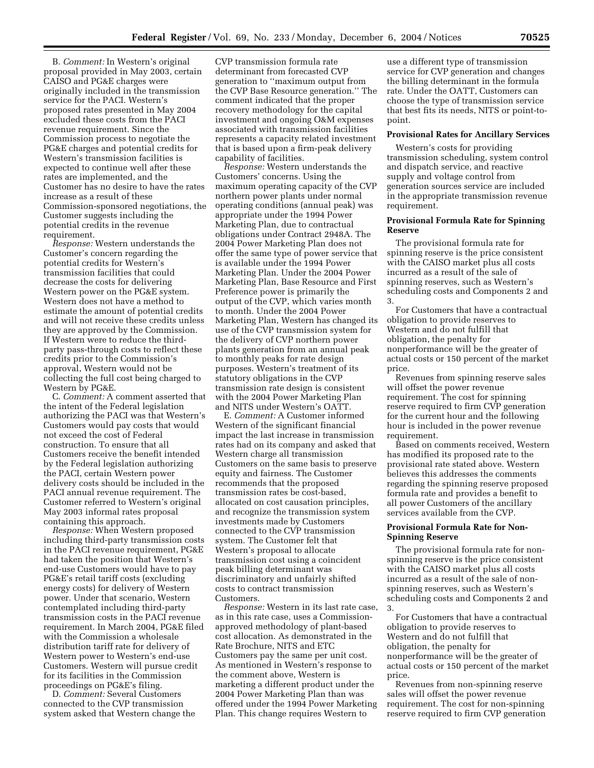B. *Comment:* In Western's original proposal provided in May 2003, certain CAISO and PG&E charges were originally included in the transmission service for the PACI. Western's proposed rates presented in May 2004 excluded these costs from the PACI revenue requirement. Since the Commission process to negotiate the PG&E charges and potential credits for Western's transmission facilities is expected to continue well after these rates are implemented, and the Customer has no desire to have the rates increase as a result of these Commission-sponsored negotiations, the Customer suggests including the potential credits in the revenue requirement.

*Response:* Western understands the Customer's concern regarding the potential credits for Western's transmission facilities that could decrease the costs for delivering Western power on the PG&E system. Western does not have a method to estimate the amount of potential credits and will not receive these credits unless they are approved by the Commission. If Western were to reduce the third-party pass-through costs to reflect these credits prior to the Commission's approval, Western would not be collecting the full cost being charged to Western by PG&E.

C. *Comment:* A comment asserted that the intent of the Federal legislation authorizing the PACI was that Western's Customers would pay costs that would not exceed the cost of Federal construction. To ensure that all Customers receive the benefit intended by the Federal legislation authorizing the PACI, certain Western power delivery costs should be included in the PACI annual revenue requirement. The Customer referred to Western's original May 2003 informal rates proposal containing this approach.

*Response:* When Western proposed including third-party transmission costs in the PACI revenue requirement, PG&E had taken the position that Western's end-use Customers would have to pay PG&E's retail tariff costs (excluding energy costs) for delivery of Western power. Under that scenario, Western contemplated including third-party transmission costs in the PACI revenue requirement. In March 2004, PG&E filed with the Commission a wholesale distribution tariff rate for delivery of Western power to Western's end-use Customers. Western will pursue credit for its facilities in the Commission proceedings on PG&E's filing.

D. *Comment:* Several Customers connected to the CVP transmission system asked that Western change the CVP transmission formula rate determinant from forecasted CVP generation to "maximum output from the CVP Base Resource generation." The comment indicated that the proper recovery methodology for the capital investment and ongoing O&M expenses associated with transmission facilities represents a capacity related investment that is based upon a firm-peak delivery capability of facilities.

*Response:* Western understands the Customers' concerns. Using the maximum operating capacity of the CVP northern power plants under normal operating conditions (annual peak) was appropriate under the 1994 Power Marketing Plan, due to contractual obligations under Contract 2948A. The 2004 Power Marketing Plan does not offer the same type of power service that is available under the 1994 Power Marketing Plan. Under the 2004 Power Marketing Plan, Base Resource and First Preference power is primarily the output of the CVP, which varies month to month. Under the 2004 Power Marketing Plan, Western has changed its use of the CVP transmission system for the delivery of CVP northern power plants generation from an annual peak to monthly peaks for rate design purposes. Western's treatment of its statutory obligations in the CVP transmission rate design is consistent with the 2004 Power Marketing Plan and NITS under Western's OATT.

E. *Comment:* A Customer informed Western of the significant financial impact the last increase in transmission rates had on its company and asked that Western charge all transmission Customers on the same basis to preserve equity and fairness. The Customer recommends that the proposed transmission rates be cost-based, allocated on cost causation principles, and recognize the transmission system investments made by Customers connected to the CVP transmission system. The Customer felt that Western's proposal to allocate transmission cost using a coincident peak billing determinant was discriminatory and unfairly shifted costs to contract transmission Customers.

*Response:* Western in its last rate case, as in this rate case, uses a Commission-approved methodology of plant-based cost allocation. As demonstrated in the Rate Brochure, NITS and ETC Customers pay the same per unit cost. As mentioned in Western's response to the comment above, Western is marketing a different product under the 2004 Power Marketing Plan than was offered under the 1994 Power Marketing Plan. This change requires Western to use a different type of transmission service for CVP generation and changes the billing determinant in the formula rate. Under the OATT, Customers can choose the type of transmission service that best fits its needs, NITS or point-to-point.

**Provisional Rates for Ancillary Services**

Western's costs for providing transmission scheduling, system control and dispatch service, and reactive supply and voltage control from generation sources service are included in the appropriate transmission revenue requirement.

**Provisional Formula Rate for Spinning Reserve**

The provisional formula rate for spinning reserve is the price consistent with the CAISO market plus all costs incurred as a result of the sale of spinning reserves, such as Western's scheduling costs and Components 2 and 3.

For Customers that have a contractual obligation to provide reserves to Western and do not fulfill that obligation, the penalty for nonperformance will be the greater of actual costs or 150 percent of the market price.

Revenues from spinning reserve sales will offset the power revenue requirement. The cost for spinning reserve required to firm CVP generation for the current hour and the following hour is included in the power revenue requirement.

Based on comments received, Western has modified its proposed rate to the provisional rate stated above. Western believes this addresses the comments regarding the spinning reserve proposed formula rate and provides a benefit to all power Customers of the ancillary services available from the CVP.

**Provisional Formula Rate for Non-Spinning Reserve**

The provisional formula rate for non-spinning reserve is the price consistent with the CAISO market plus all costs incurred as a result of the sale of non-spinning reserves, such as Western's scheduling costs and Components 2 and 3.

For Customers that have a contractual obligation to provide reserves to Western and do not fulfill that obligation, the penalty for nonperformance will be the greater of actual costs or 150 percent of the market price.

Revenues from non-spinning reserve sales will offset the power revenue requirement. The cost for non-spinning reserve required to firm CVP generation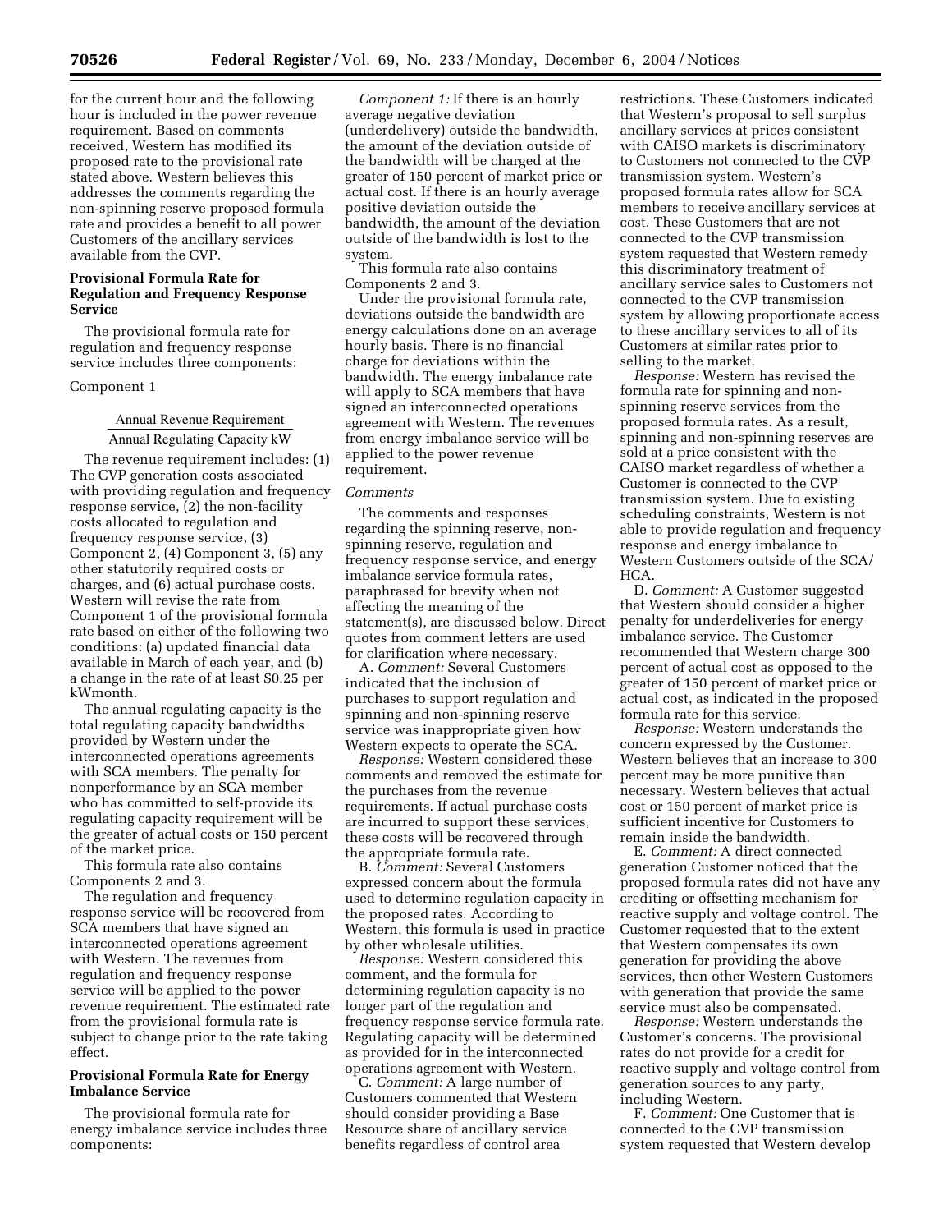for the current hour and the following hour is included in the power revenue requirement. Based on comments received, Western has modified its proposed rate to the provisional rate stated above. Western believes this addresses the comments regarding the non-spinning reserve proposed formula rate and provides a benefit to all power Customers of the ancillary services available from the CVP.

**Provisional Formula Rate for Regulation and Frequency Response Service**

The provisional formula rate for regulation and frequency response service includes three components:

Component 1

$$\frac{\text{Annual Revenue Requirement}}{\text{Annual Regulating Capacity kW}}$$

The revenue requirement includes: (1) The CVP generation costs associated with providing regulation and frequency response service, (2) the non-facility costs allocated to regulation and frequency response service, (3) Component 2, (4) Component 3, (5) any other statutorily required costs or charges, and (6) actual purchase costs. Western will revise the rate from Component 1 of the provisional formula rate based on either of the following two conditions: (a) updated financial data available in March of each year, and (b) a change in the rate of at least $0.25 per kWmonth.

The annual regulating capacity is the total regulating capacity bandwidths provided by Western under the interconnected operations agreements with SCA members. The penalty for nonperformance by an SCA member who has committed to self-provide its regulating capacity requirement will be the greater of actual costs or 150 percent of the market price.

This formula rate also contains Components 2 and 3.

The regulation and frequency response service will be recovered from SCA members that have signed an interconnected operations agreement with Western. The revenues from regulation and frequency response service will be applied to the power revenue requirement. The estimated rate from the provisional formula rate is subject to change prior to the rate taking effect.

**Provisional Formula Rate for Energy Imbalance Service**

The provisional formula rate for energy imbalance service includes three components:

*Component 1:* If there is an hourly average negative deviation (underdelivery) outside the bandwidth, the amount of the deviation outside of the bandwidth will be charged at the greater of 150 percent of market price or actual cost. If there is an hourly average positive deviation outside the bandwidth, the amount of the deviation outside of the bandwidth is lost to the system.

This formula rate also contains Components 2 and 3.

Under the provisional formula rate, deviations outside the bandwidth are energy calculations done on an average hourly basis. There is no financial charge for deviations within the bandwidth. The energy imbalance rate will apply to SCA members that have signed an interconnected operations agreement with Western. The revenues from energy imbalance service will be applied to the power revenue requirement.

*Comments*

The comments and responses regarding the spinning reserve, non-spinning reserve, regulation and frequency response service, and energy imbalance service formula rates, paraphrased for brevity when not affecting the meaning of the statement(s), are discussed below. Direct quotes from comment letters are used for clarification where necessary.

A. *Comment:* Several Customers indicated that the inclusion of purchases to support regulation and spinning and non-spinning reserve service was inappropriate given how Western expects to operate the SCA.

*Response:* Western considered these comments and removed the estimate for the purchases from the revenue requirements. If actual purchase costs are incurred to support these services, these costs will be recovered through the appropriate formula rate.

B. *Comment:* Several Customers expressed concern about the formula used to determine regulation capacity in the proposed rates. According to Western, this formula is used in practice by other wholesale utilities.

*Response:* Western considered this comment, and the formula for determining regulation capacity is no longer part of the regulation and frequency response service formula rate. Regulating capacity will be determined as provided for in the interconnected operations agreement with Western.

C. *Comment:* A large number of Customers commented that Western should consider providing a Base Resource share of ancillary service benefits regardless of control area restrictions. These Customers indicated that Western's proposal to sell surplus ancillary services at prices consistent with CAISO markets is discriminatory to Customers not connected to the CVP transmission system. Western's proposed formula rates allow for SCA members to receive ancillary services at cost. These Customers that are not connected to the CVP transmission system requested that Western remedy this discriminatory treatment of ancillary service sales to Customers not connected to the CVP transmission system by allowing proportionate access to these ancillary services to all of its Customers at similar rates prior to selling to the market.

*Response:* Western has revised the formula rate for spinning and non-spinning reserve services from the proposed formula rates. As a result, spinning and non-spinning reserves are sold at a price consistent with the CAISO market regardless of whether a Customer is connected to the CVP transmission system. Due to existing scheduling constraints, Western is not able to provide regulation and frequency response and energy imbalance to Western Customers outside of the SCA/HCA.

D. *Comment:* A Customer suggested that Western should consider a higher penalty for underdeliveries for energy imbalance service. The Customer recommended that Western charge 300 percent of actual cost as opposed to the greater of 150 percent of market price or actual cost, as indicated in the proposed formula rate for this service.

*Response:* Western understands the concern expressed by the Customer. Western believes that an increase to 300 percent may be more punitive than necessary. Western believes that actual cost or 150 percent of market price is sufficient incentive for Customers to remain inside the bandwidth.

E. *Comment:* A direct connected generation Customer noticed that the proposed formula rates did not have any crediting or offsetting mechanism for reactive supply and voltage control. The Customer requested that to the extent that Western compensates its own generation for providing the above services, then other Western Customers with generation that provide the same service must also be compensated.

*Response:* Western understands the Customer's concerns. The provisional rates do not provide for a credit for reactive supply and voltage control from generation sources to any party, including Western.

F. *Comment:* One Customer that is connected to the CVP transmission system requested that Western develop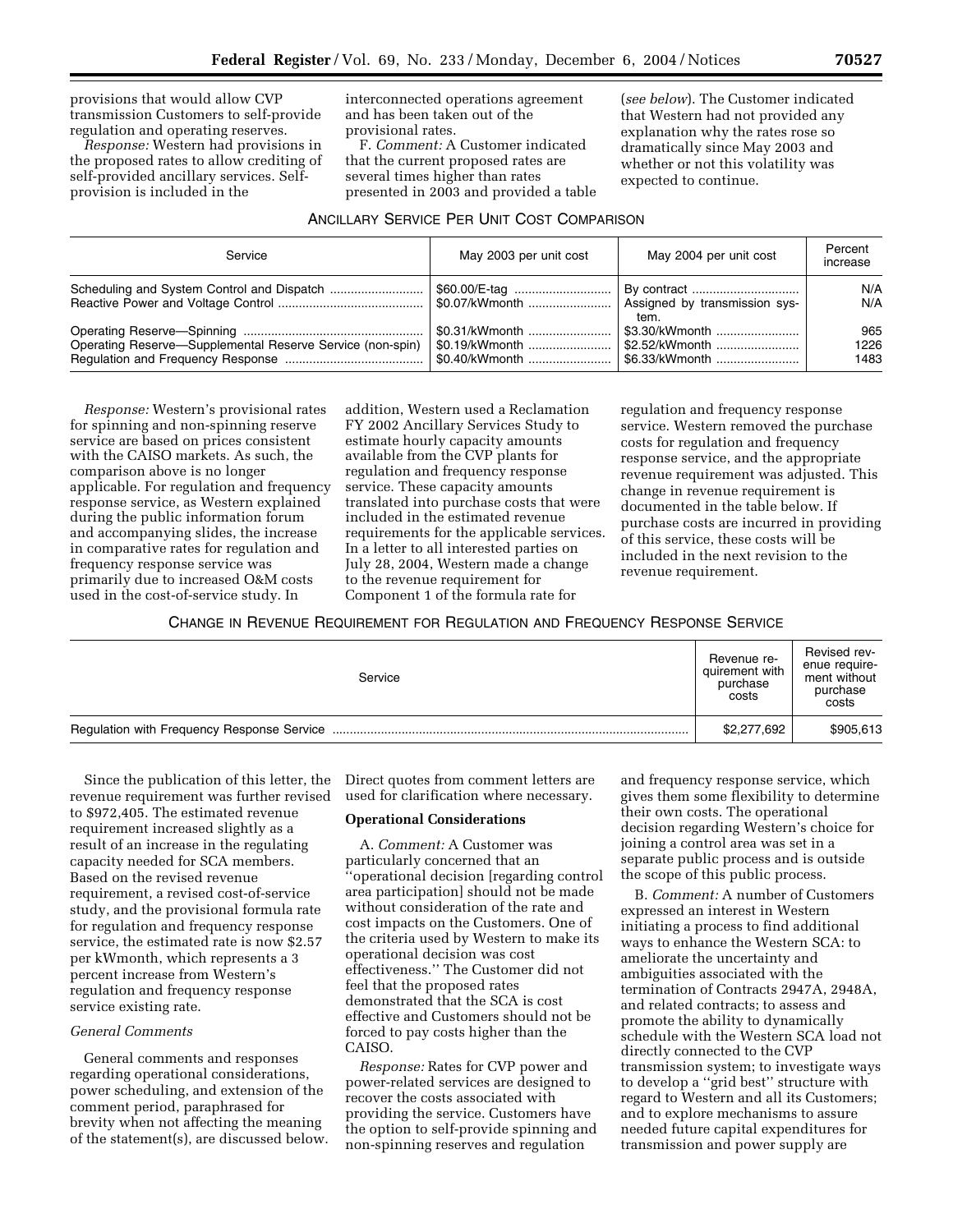provisions that would allow CVP transmission Customers to self-provide regulation and operating reserves.

*Response:* Western had provisions in the proposed rates to allow crediting of self-provided ancillary services. Self-provision is included in the interconnected operations agreement and has been taken out of the provisional rates.

F. *Comment:* A Customer indicated that the current proposed rates are several times higher than rates presented in 2003 and provided a table (*see below*). The Customer indicated that Western had not provided any explanation why the rates rose so dramatically since May 2003 and whether or not this volatility was expected to continue.

ANCILLARY SERVICE PER UNIT COST COMPARISON

| Service | May 2003 per unit cost | May 2004 per unit cost | Percent increase |
|---|---|---|---|
| Scheduling and System Control and Dispatch | $60.00/E-tag | By contract | N/A |
| Reactive Power and Voltage Control | $0.07/kWmonth | Assigned by transmission system. | N/A |
| Operating Reserve—Spinning | $0.31/kWmonth | $3.30/kWmonth | 965 |
| Operating Reserve—Supplemental Reserve Service (non-spin) | $0.19/kWmonth | $2.52/kWmonth | 1226 |
| Regulation and Frequency Response | $0.40/kWmonth | $6.33/kWmonth | 1483 |

*Response:* Western's provisional rates for spinning and non-spinning reserve service are based on prices consistent with the CAISO markets. As such, the comparison above is no longer applicable. For regulation and frequency response service, as Western explained during the public information forum and accompanying slides, the increase in comparative rates for regulation and frequency response service was primarily due to increased O&M costs used in the cost-of-service study. In addition, Western used a Reclamation FY 2002 Ancillary Services Study to estimate hourly capacity amounts available from the CVP plants for regulation and frequency response service. These capacity amounts translated into purchase costs that were included in the estimated revenue requirements for the applicable services. In a letter to all interested parties on July 28, 2004, Western made a change to the revenue requirement for Component 1 of the formula rate for regulation and frequency response service. Western removed the purchase costs for regulation and frequency response service, and the appropriate revenue requirement was adjusted. This change in revenue requirement is documented in the table below. If purchase costs are incurred in providing of this service, these costs will be included in the next revision to the revenue requirement.

CHANGE IN REVENUE REQUIREMENT FOR REGULATION AND FREQUENCY RESPONSE SERVICE

| Service | Revenue requirement with purchase costs | Revised revenue requirement without purchase costs |
|---|---|---|
| Regulation with Frequency Response Service | $2,277,692 | $905,613 |

Since the publication of this letter, the revenue requirement was further revised to $972,405. The estimated revenue requirement increased slightly as a result of an increase in the regulating capacity needed for SCA members. Based on the revised revenue requirement, a revised cost-of-service study, and the provisional formula rate for regulation and frequency response service, the estimated rate is now $2.57 per kWmonth, which represents a 3 percent increase from Western's regulation and frequency response service existing rate.

*General Comments*

General comments and responses regarding operational considerations, power scheduling, and extension of the comment period, paraphrased for brevity when not affecting the meaning of the statement(s), are discussed below. Direct quotes from comment letters are used for clarification where necessary.

**Operational Considerations**

A. *Comment:* A Customer was particularly concerned that an ''operational decision [regarding control area participation] should not be made without consideration of the rate and cost impacts on the Customers. One of the criteria used by Western to make its operational decision was cost effectiveness.'' The Customer did not feel that the proposed rates demonstrated that the SCA is cost effective and Customers should not be forced to pay costs higher than the CAISO.

*Response:* Rates for CVP power and power-related services are designed to recover the costs associated with providing the service. Customers have the option to self-provide spinning and non-spinning reserves and regulation and frequency response service, which gives them some flexibility to determine their own costs. The operational decision regarding Western's choice for joining a control area was set in a separate public process and is outside the scope of this public process.

B. *Comment:* A number of Customers expressed an interest in Western initiating a process to find additional ways to enhance the Western SCA: to ameliorate the uncertainty and ambiguities associated with the termination of Contracts 2947A, 2948A, and related contracts; to assess and promote the ability to dynamically schedule with the Western SCA load not directly connected to the CVP transmission system; to investigate ways to develop a ''grid best'' structure with regard to Western and all its Customers; and to explore mechanisms to assure needed future capital expenditures for transmission and power supply are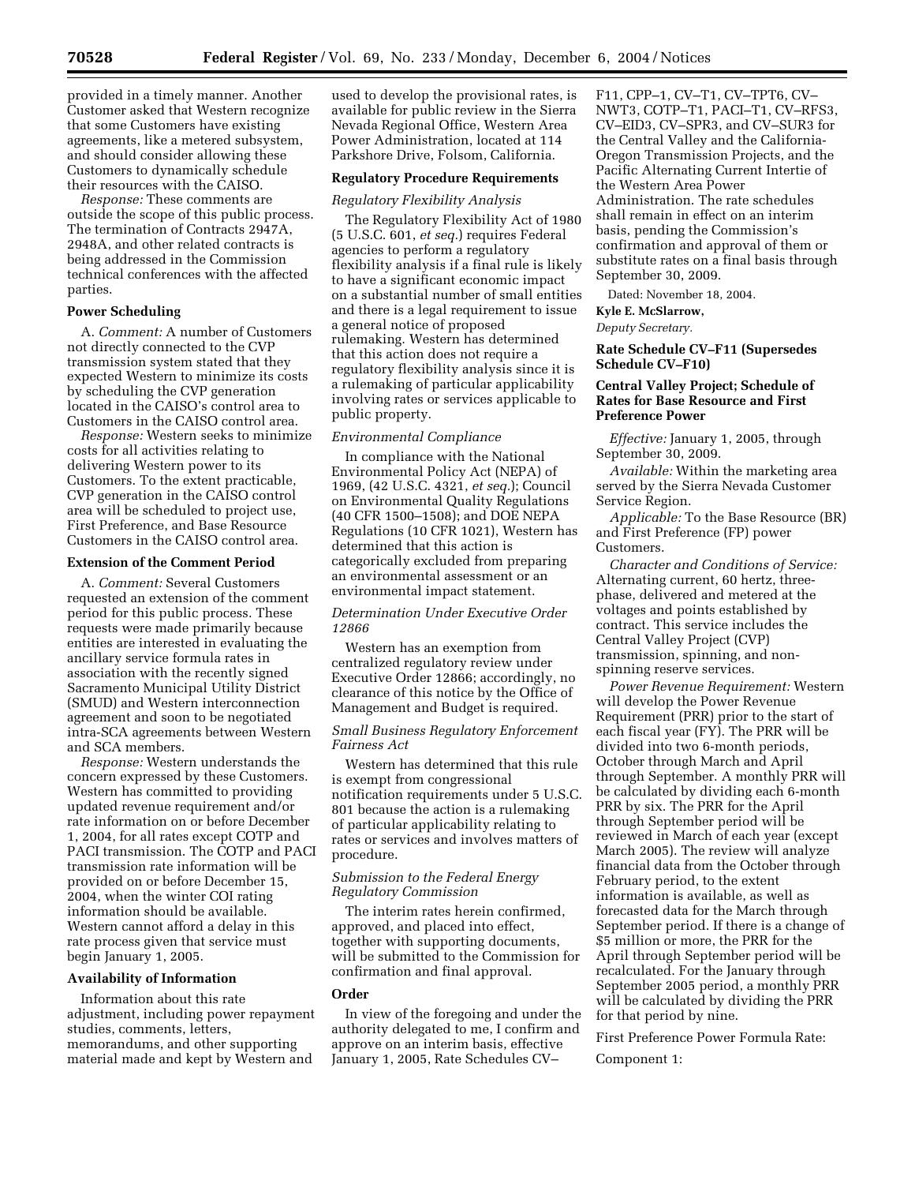provided in a timely manner. Another Customer asked that Western recognize that some Customers have existing agreements, like a metered subsystem, and should consider allowing these Customers to dynamically schedule their resources with the CAISO.

*Response:* These comments are outside the scope of this public process. The termination of Contracts 2947A, 2948A, and other related contracts is being addressed in the Commission technical conferences with the affected parties.

**Power Scheduling**

A. *Comment:* A number of Customers not directly connected to the CVP transmission system stated that they expected Western to minimize its costs by scheduling the CVP generation located in the CAISO's control area to Customers in the CAISO control area.

*Response:* Western seeks to minimize costs for all activities relating to delivering Western power to its Customers. To the extent practicable, CVP generation in the CAISO control area will be scheduled to project use, First Preference, and Base Resource Customers in the CAISO control area.

**Extension of the Comment Period**

A. *Comment:* Several Customers requested an extension of the comment period for this public process. These requests were made primarily because entities are interested in evaluating the ancillary service formula rates in association with the recently signed Sacramento Municipal Utility District (SMUD) and Western interconnection agreement and soon to be negotiated intra-SCA agreements between Western and SCA members.

*Response:* Western understands the concern expressed by these Customers. Western has committed to providing updated revenue requirement and/or rate information on or before December 1, 2004, for all rates except COTP and PACI transmission. The COTP and PACI transmission rate information will be provided on or before December 15, 2004, when the winter COI rating information should be available. Western cannot afford a delay in this rate process given that service must begin January 1, 2005.

**Availability of Information**

Information about this rate adjustment, including power repayment studies, comments, letters, memorandums, and other supporting material made and kept by Western and used to develop the provisional rates, is available for public review in the Sierra Nevada Regional Office, Western Area Power Administration, located at 114 Parkshore Drive, Folsom, California.

**Regulatory Procedure Requirements**

*Regulatory Flexibility Analysis*

The Regulatory Flexibility Act of 1980 (5 U.S.C. 601, *et seq.*) requires Federal agencies to perform a regulatory flexibility analysis if a final rule is likely to have a significant economic impact on a substantial number of small entities and there is a legal requirement to issue a general notice of proposed rulemaking. Western has determined that this action does not require a regulatory flexibility analysis since it is a rulemaking of particular applicability involving rates or services applicable to public property.

*Environmental Compliance*

In compliance with the National Environmental Policy Act (NEPA) of 1969, (42 U.S.C. 4321, *et seq.*); Council on Environmental Quality Regulations (40 CFR 1500–1508); and DOE NEPA Regulations (10 CFR 1021), Western has determined that this action is categorically excluded from preparing an environmental assessment or an environmental impact statement.

*Determination Under Executive Order 12866*

Western has an exemption from centralized regulatory review under Executive Order 12866; accordingly, no clearance of this notice by the Office of Management and Budget is required.

*Small Business Regulatory Enforcement Fairness Act*

Western has determined that this rule is exempt from congressional notification requirements under 5 U.S.C. 801 because the action is a rulemaking of particular applicability relating to rates or services and involves matters of procedure.

*Submission to the Federal Energy Regulatory Commission*

The interim rates herein confirmed, approved, and placed into effect, together with supporting documents, will be submitted to the Commission for confirmation and final approval.

**Order**

In view of the foregoing and under the authority delegated to me, I confirm and approve on an interim basis, effective January 1, 2005, Rate Schedules CV–F11, CPP–1, CV–T1, CV–TPT6, CV–NWT3, COTP–T1, PACI–T1, CV–RFS3, CV–EID3, CV–SPR3, and CV–SUR3 for the Central Valley and the California-Oregon Transmission Projects, and the Pacific Alternating Current Intertie of the Western Area Power Administration. The rate schedules shall remain in effect on an interim basis, pending the Commission's confirmation and approval of them or substitute rates on a final basis through September 30, 2009.

Dated: November 18, 2004.

**Kyle E. McSlarrow,**

*Deputy Secretary.*

**Rate Schedule CV–F11 (Supersedes Schedule CV–F10)**

**Central Valley Project; Schedule of Rates for Base Resource and First Preference Power**

*Effective:* January 1, 2005, through September 30, 2009.

*Available:* Within the marketing area served by the Sierra Nevada Customer Service Region.

*Applicable:* To the Base Resource (BR) and First Preference (FP) power Customers.

*Character and Conditions of Service:* Alternating current, 60 hertz, three-phase, delivered and metered at the voltages and points established by contract. This service includes the Central Valley Project (CVP) transmission, spinning, and non-spinning reserve services.

*Power Revenue Requirement:* Western will develop the Power Revenue Requirement (PRR) prior to the start of each fiscal year (FY). The PRR will be divided into two 6-month periods, October through March and April through September. A monthly PRR will be calculated by dividing each 6-month PRR by six. The PRR for the April through September period will be reviewed in March of each year (except March 2005). The review will analyze financial data from the October through February period, to the extent information is available, as well as forecasted data for the March through September period. If there is a change of $5 million or more, the PRR for the April through September period will be recalculated. For the January through September 2005 period, a monthly PRR will be calculated by dividing the PRR for that period by nine.

First Preference Power Formula Rate:

Component 1: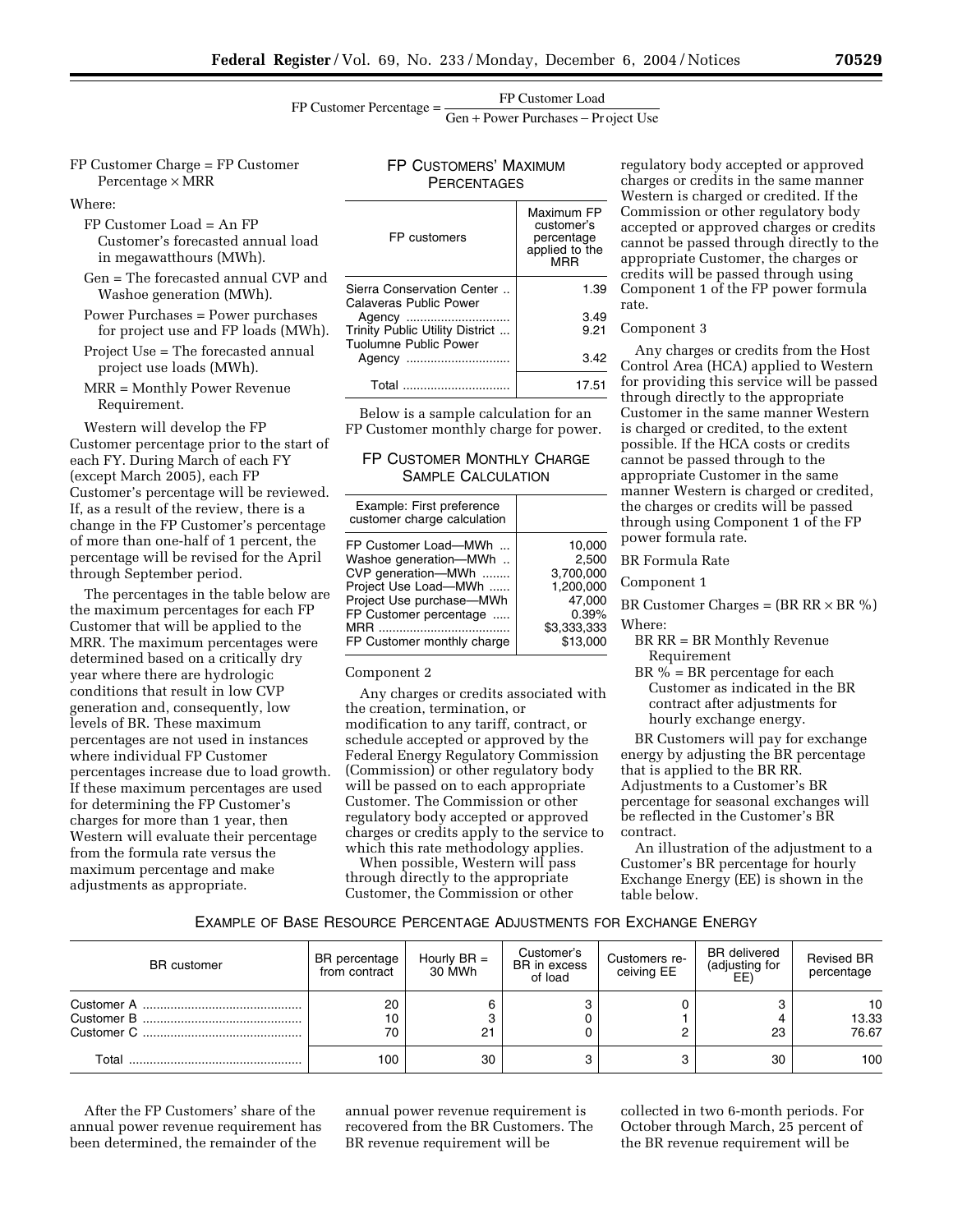$$\text{FP Customer Percentage} = \frac{\text{FP Customer Load}}{\text{Gen} + \text{Power Purchases} - \text{Project Use}}$$

FP Customer Charge = FP Customer Percentage × MRR

Where:

FP Customer Load = An FP Customer's forecasted annual load in megawatthours (MWh).

Gen = The forecasted annual CVP and Washoe generation (MWh).

Power Purchases = Power purchases for project use and FP loads (MWh).

Project Use = The forecasted annual project use loads (MWh).

MRR = Monthly Power Revenue Requirement.

Western will develop the FP Customer percentage prior to the start of each FY. During March of each FY (except March 2005), each FP Customer's percentage will be reviewed. If, as a result of the review, there is a change in the FP Customer's percentage of more than one-half of 1 percent, the percentage will be revised for the April through September period.

The percentages in the table below are the maximum percentages for each FP Customer that will be applied to the MRR. The maximum percentages were determined based on a critically dry year where there are hydrologic conditions that result in low CVP generation and, consequently, low levels of BR. These maximum percentages are not used in instances where individual FP Customer percentages increase due to load growth. If these maximum percentages are used for determining the FP Customer's charges for more than 1 year, then Western will evaluate their percentage from the formula rate versus the maximum percentage and make adjustments as appropriate.

FP CUSTOMERS' MAXIMUM PERCENTAGES

| FP customers | Maximum FP customer's percentage applied to the MRR |
|---|---|
| Sierra Conservation Center | 1.39 |
| Calaveras Public Power Agency | 3.49 |
| Trinity Public Utility District | 9.21 |
| Tuolumne Public Power Agency | 3.42 |
| Total | 17.51 |

Below is a sample calculation for an FP Customer monthly charge for power.

FP CUSTOMER MONTHLY CHARGE SAMPLE CALCULATION

| Example: First preference customer charge calculation | |
|---|---|
| FP Customer Load—MWh | 10,000 |
| Washoe generation—MWh | 2,500 |
| CVP generation—MWh | 3,700,000 |
| Project Use Load—MWh | 1,200,000 |
| Project Use purchase—MWh | 47,000 |
| FP Customer percentage | 0.39% |
| MRR | $3,333,333 |
| FP Customer monthly charge | $13,000 |

Component 2

Any charges or credits associated with the creation, termination, or modification to any tariff, contract, or schedule accepted or approved by the Federal Energy Regulatory Commission (Commission) or other regulatory body will be passed on to each appropriate Customer. The Commission or other regulatory body accepted or approved charges or credits apply to the service to which this rate methodology applies.

When possible, Western will pass through directly to the appropriate Customer, the Commission or other regulatory body accepted or approved charges or credits in the same manner Western is charged or credited. If the Commission or other regulatory body accepted or approved charges or credits cannot be passed through directly to the appropriate Customer, the charges or credits will be passed through using Component 1 of the FP power formula rate.

Component 3

Any charges or credits from the Host Control Area (HCA) applied to Western for providing this service will be passed through directly to the appropriate Customer in the same manner Western is charged or credited, to the extent possible. If the HCA costs or credits cannot be passed through to the appropriate Customer in the same manner Western is charged or credited, the charges or credits will be passed through using Component 1 of the FP power formula rate.

BR Formula Rate

Component 1

BR Customer Charges = (BR RR × BR %)

Where:

BR RR = BR Monthly Revenue Requirement

BR % = BR percentage for each Customer as indicated in the BR contract after adjustments for hourly exchange energy.

BR Customers will pay for exchange energy by adjusting the BR percentage that is applied to the BR RR. Adjustments to a Customer's BR percentage for seasonal exchanges will be reflected in the Customer's BR contract.

An illustration of the adjustment to a Customer's BR percentage for hourly Exchange Energy (EE) is shown in the table below.

EXAMPLE OF BASE RESOURCE PERCENTAGE ADJUSTMENTS FOR EXCHANGE ENERGY

| BR customer | BR percentage from contract | Hourly BR = 30 MWh | Customer's BR in excess of load | Customers receiving EE | BR delivered (adjusting for EE) | Revised BR percentage |
|---|---|---|---|---|---|---|
| Customer A | 20 | 6 | 3 | 0 | 3 | 10 |
| Customer B | 10 | 3 | 0 | 1 | 4 | 13.33 |
| Customer C | 70 | 21 | 0 | 2 | 23 | 76.67 |
| Total | 100 | 30 | 3 | 3 | 30 | 100 |

After the FP Customers' share of the annual power revenue requirement has been determined, the remainder of the annual power revenue requirement is recovered from the BR Customers. The BR revenue requirement will be collected in two 6-month periods. For October through March, 25 percent of the BR revenue requirement will be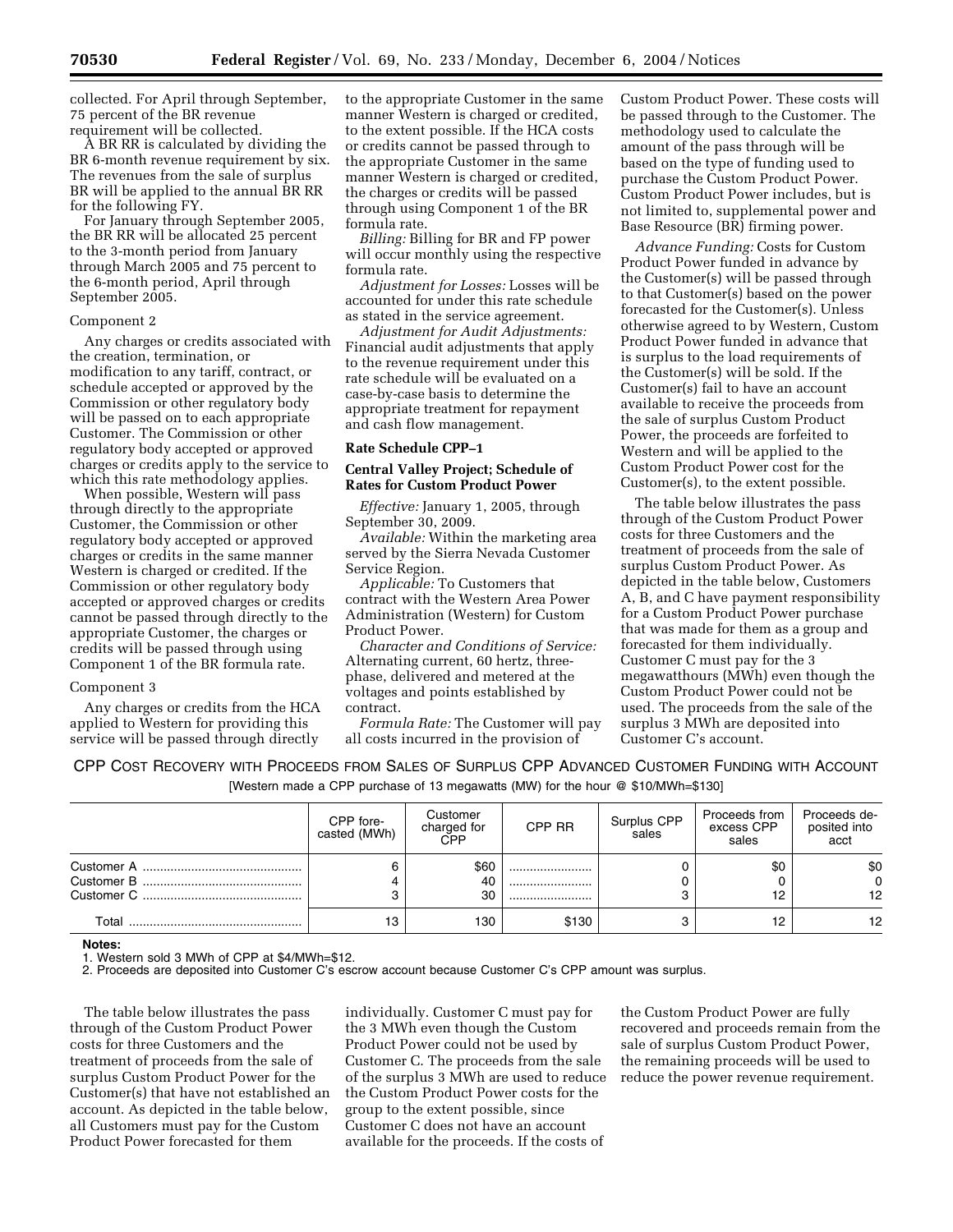collected. For April through September, 75 percent of the BR revenue requirement will be collected.

A BR RR is calculated by dividing the BR 6-month revenue requirement by six. The revenues from the sale of surplus BR will be applied to the annual BR RR for the following FY.

For January through September 2005, the BR RR will be allocated 25 percent to the 3-month period from January through March 2005 and 75 percent to the 6-month period, April through September 2005.

Component 2

Any charges or credits associated with the creation, termination, or modification to any tariff, contract, or schedule accepted or approved by the Commission or other regulatory body will be passed on to each appropriate Customer. The Commission or other regulatory body accepted or approved charges or credits apply to the service to which this rate methodology applies.

When possible, Western will pass through directly to the appropriate Customer, the Commission or other regulatory body accepted or approved charges or credits in the same manner Western is charged or credited. If the Commission or other regulatory body accepted or approved charges or credits cannot be passed through directly to the appropriate Customer, the charges or credits will be passed through using Component 1 of the BR formula rate.

Component 3

Any charges or credits from the HCA applied to Western for providing this service will be passed through directly to the appropriate Customer in the same manner Western is charged or credited, to the extent possible. If the HCA costs or credits cannot be passed through to the appropriate Customer in the same manner Western is charged or credited, the charges or credits will be passed through using Component 1 of the BR formula rate.

*Billing:* Billing for BR and FP power will occur monthly using the respective formula rate.

*Adjustment for Losses:* Losses will be accounted for under this rate schedule as stated in the service agreement.

*Adjustment for Audit Adjustments:* Financial audit adjustments that apply to the revenue requirement under this rate schedule will be evaluated on a case-by-case basis to determine the appropriate treatment for repayment and cash flow management.

**Rate Schedule CPP–1**

**Central Valley Project; Schedule of Rates for Custom Product Power**

*Effective:* January 1, 2005, through September 30, 2009.

*Available:* Within the marketing area served by the Sierra Nevada Customer Service Region.

*Applicable:* To Customers that contract with the Western Area Power Administration (Western) for Custom Product Power.

*Character and Conditions of Service:* Alternating current, 60 hertz, three-phase, delivered and metered at the voltages and points established by contract.

*Formula Rate:* The Customer will pay all costs incurred in the provision of Custom Product Power. These costs will be passed through to the Customer. The methodology used to calculate the amount of the pass through will be based on the type of funding used to purchase the Custom Product Power. Custom Product Power includes, but is not limited to, supplemental power and Base Resource (BR) firming power.

*Advance Funding:* Costs for Custom Product Power funded in advance by the Customer(s) will be passed through to that Customer(s) based on the power forecasted for the Customer(s). Unless otherwise agreed to by Western, Custom Product Power funded in advance that is surplus to the load requirements of the Customer(s) will be sold. If the Customer(s) fail to have an account available to receive the proceeds from the sale of surplus Custom Product Power, the proceeds are forfeited to Western and will be applied to the Custom Product Power cost for the Customer(s), to the extent possible.

The table below illustrates the pass through of the Custom Product Power costs for three Customers and the treatment of proceeds from the sale of surplus Custom Product Power. As depicted in the table below, Customers A, B, and C have payment responsibility for a Custom Product Power purchase that was made for them as a group and forecasted for them individually. Customer C must pay for the 3 megawatthours (MWh) even though the Custom Product Power could not be used. The proceeds from the sale of the surplus 3 MWh are deposited into Customer C's account.

CPP COST RECOVERY WITH PROCEEDS FROM SALES OF SURPLUS CPP ADVANCED CUSTOMER FUNDING WITH ACCOUNT

[Western made a CPP purchase of 13 megawatts (MW) for the hour @ $10/MWh=$130]

| | CPP forecasted (MWh) | Customer charged for CPP | CPP RR | Surplus CPP sales | Proceeds from excess CPP sales | Proceeds deposited into acct |
|---|---|---|---|---|---|---|
| Customer A | 6 | $60 | | 0 | $0 | $0 |
| Customer B | 4 | 40 | | 0 | 0 | 0 |
| Customer C | 3 | 30 | | 3 | 12 | 12 |
| Total | 13 | 130 | $130 | 3 | 12 | 12 |

**Notes:**
1. Western sold 3 MWh of CPP at $4/MWh=$12.
2. Proceeds are deposited into Customer C's escrow account because Customer C's CPP amount was surplus.

The table below illustrates the pass through of the Custom Product Power costs for three Customers and the treatment of proceeds from the sale of surplus Custom Product Power for the Customer(s) that have not established an account. As depicted in the table below, all Customers must pay for the Custom Product Power forecasted for them individually. Customer C must pay for the 3 MWh even though the Custom Product Power could not be used by Customer C. The proceeds from the sale of the surplus 3 MWh are used to reduce the Custom Product Power costs for the group to the extent possible, since Customer C does not have an account available for the proceeds. If the costs of the Custom Product Power are fully recovered and proceeds remain from the sale of surplus Custom Product Power, the remaining proceeds will be used to reduce the power revenue requirement.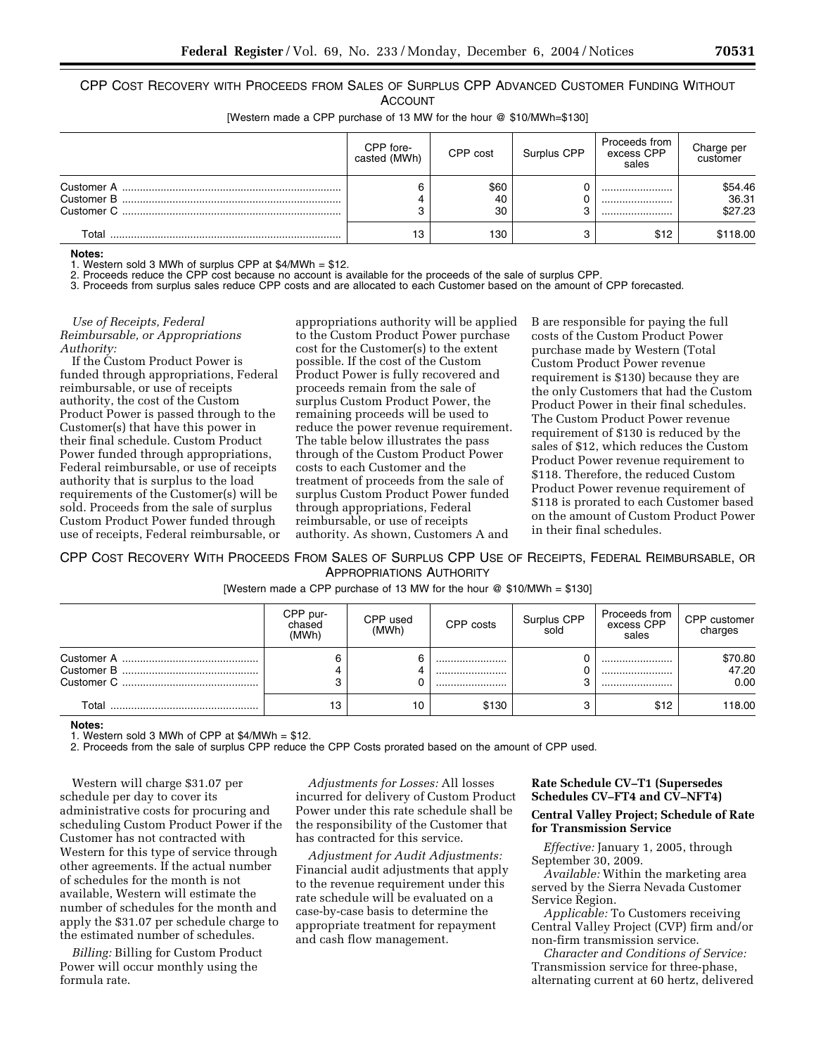## CPP Cost Recovery with Proceeds from Sales of Surplus CPP Advanced Customer Funding Without Account

[Western made a CPP purchase of 13 MW for the hour @ $10/MWh=$130]

| | CPP forecasted (MWh) | CPP cost | Surplus CPP | Proceeds from excess CPP sales | Charge per customer |
|---|---|---|---|---|---|
| Customer A | 6 | $60 | 0 | | $54.46 |
| Customer B | 4 | 40 | 0 | | 36.31 |
| Customer C | 3 | 30 | 3 | | $27.23 |
| Total | 13 | 130 | 3 | $12 | $118.00 |

**Notes:**
1. Western sold 3 MWh of surplus CPP at $4/MWh = $12.
2. Proceeds reduce the CPP cost because no account is available for the proceeds of the sale of surplus CPP.
3. Proceeds from surplus sales reduce CPP costs and are allocated to each Customer based on the amount of CPP forecasted.

*Use of Receipts, Federal Reimbursable, or Appropriations Authority:*

If the Custom Product Power is funded through appropriations, Federal reimbursable, or use of receipts authority, the cost of the Custom Product Power is passed through to the Customer(s) that have this power in their final schedule. Custom Product Power funded through appropriations, Federal reimbursable, or use of receipts authority that is surplus to the load requirements of the Customer(s) will be sold. Proceeds from the sale of surplus Custom Product Power funded through use of receipts, Federal reimbursable, or appropriations authority will be applied to the Custom Product Power purchase cost for the Customer(s) to the extent possible. If the cost of the Custom Product Power is fully recovered and proceeds remain from the sale of surplus Custom Product Power, the remaining proceeds will be used to reduce the power revenue requirement. The table below illustrates the pass through of the Custom Product Power costs to each Customer and the treatment of proceeds from the sale of surplus Custom Product Power funded through appropriations, Federal reimbursable, or use of receipts authority. As shown, Customers A and B are responsible for paying the full costs of the Custom Product Power purchase made by Western (Total Custom Product Power revenue requirement is $130) because they are the only Customers that had the Custom Product Power in their final schedules. The Custom Product Power revenue requirement of $130 is reduced by the sales of $12, which reduces the Custom Product Power revenue requirement to $118. Therefore, the reduced Custom Product Power revenue requirement of $118 is prorated to each Customer based on the amount of Custom Product Power in their final schedules.

## CPP Cost Recovery With Proceeds From Sales of Surplus CPP Use of Receipts, Federal Reimbursable, or Appropriations Authority

[Western made a CPP purchase of 13 MW for the hour @ $10/MWh = $130]

| | CPP purchased (MWh) | CPP used (MWh) | CPP costs | Surplus CPP sold | Proceeds from excess CPP sales | CPP customer charges |
|---|---|---|---|---|---|---|
| Customer A | 6 | 6 | | 0 | | $70.80 |
| Customer B | 4 | 4 | | 0 | | 47.20 |
| Customer C | 3 | 0 | | 3 | | 0.00 |
| Total | 13 | 10 | $130 | 3 | $12 | 118.00 |

**Notes:**
1. Western sold 3 MWh of CPP at $4/MWh = $12.
2. Proceeds from the sale of surplus CPP reduce the CPP Costs prorated based on the amount of CPP used.

Western will charge $31.07 per schedule per day to cover its administrative costs for procuring and scheduling Custom Product Power if the Customer has not contracted with Western for this type of service through other agreements. If the actual number of schedules for the month is not available, Western will estimate the number of schedules for the month and apply the $31.07 per schedule charge to the estimated number of schedules.

*Billing:* Billing for Custom Product Power will occur monthly using the formula rate.

*Adjustments for Losses:* All losses incurred for delivery of Custom Product Power under this rate schedule shall be the responsibility of the Customer that has contracted for this service.

*Adjustment for Audit Adjustments:* Financial audit adjustments that apply to the revenue requirement under this rate schedule will be evaluated on a case-by-case basis to determine the appropriate treatment for repayment and cash flow management.

**Rate Schedule CV–T1 (Supersedes Schedules CV–FT4 and CV–NFT4)**

**Central Valley Project; Schedule of Rate for Transmission Service**

*Effective:* January 1, 2005, through September 30, 2009.

*Available:* Within the marketing area served by the Sierra Nevada Customer Service Region.

*Applicable:* To Customers receiving Central Valley Project (CVP) firm and/or non-firm transmission service.

*Character and Conditions of Service:* Transmission service for three-phase, alternating current at 60 hertz, delivered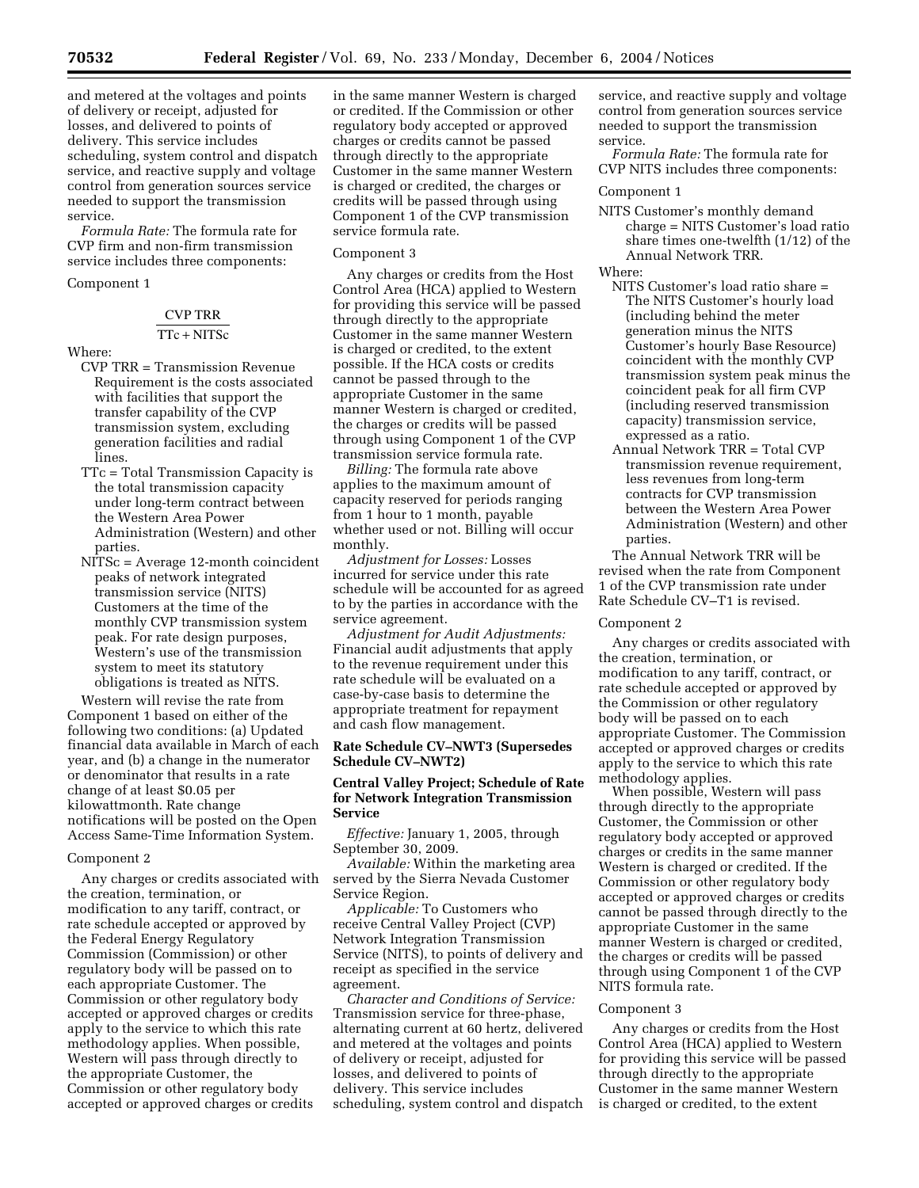and metered at the voltages and points of delivery or receipt, adjusted for losses, and delivered to points of delivery. This service includes scheduling, system control and dispatch service, and reactive supply and voltage control from generation sources service needed to support the transmission service.

*Formula Rate:* The formula rate for CVP firm and non-firm transmission service includes three components:

Component 1

$$\frac{\text{CVP TRR}}{\text{TTc} + \text{NITSc}}$$

Where:

CVP TRR = Transmission Revenue Requirement is the costs associated with facilities that support the transfer capability of the CVP transmission system, excluding generation facilities and radial lines.

TTc = Total Transmission Capacity is the total transmission capacity under long-term contract between the Western Area Power Administration (Western) and other parties.

NITSc = Average 12-month coincident peaks of network integrated transmission service (NITS) Customers at the time of the monthly CVP transmission system peak. For rate design purposes, Western's use of the transmission system to meet its statutory obligations is treated as NITS.

Western will revise the rate from Component 1 based on either of the following two conditions: (a) Updated financial data available in March of each year, and (b) a change in the numerator or denominator that results in a rate change of at least $0.05 per kilowattmonth. Rate change notifications will be posted on the Open Access Same-Time Information System.

Component 2

Any charges or credits associated with the creation, termination, or modification to any tariff, contract, or rate schedule accepted or approved by the Federal Energy Regulatory Commission (Commission) or other regulatory body will be passed on to each appropriate Customer. The Commission or other regulatory body accepted or approved charges or credits apply to the service to which this rate methodology applies. When possible, Western will pass through directly to the appropriate Customer, the Commission or other regulatory body accepted or approved charges or credits in the same manner Western is charged or credited. If the Commission or other regulatory body accepted or approved charges or credits cannot be passed through directly to the appropriate Customer in the same manner Western is charged or credited, the charges or credits will be passed through using Component 1 of the CVP transmission service formula rate.

Component 3

Any charges or credits from the Host Control Area (HCA) applied to Western for providing this service will be passed through directly to the appropriate Customer in the same manner Western is charged or credited, to the extent possible. If the HCA costs or credits cannot be passed through to the appropriate Customer in the same manner Western is charged or credited, the charges or credits will be passed through using Component 1 of the CVP transmission service formula rate.

*Billing:* The formula rate above applies to the maximum amount of capacity reserved for periods ranging from 1 hour to 1 month, payable whether used or not. Billing will occur monthly.

*Adjustment for Losses:* Losses incurred for service under this rate schedule will be accounted for as agreed to by the parties in accordance with the service agreement.

*Adjustment for Audit Adjustments:* Financial audit adjustments that apply to the revenue requirement under this rate schedule will be evaluated on a case-by-case basis to determine the appropriate treatment for repayment and cash flow management.

**Rate Schedule CV–NWT3 (Supersedes Schedule CV–NWT2)**

**Central Valley Project; Schedule of Rate for Network Integration Transmission Service**

*Effective:* January 1, 2005, through September 30, 2009.

*Available:* Within the marketing area served by the Sierra Nevada Customer Service Region.

*Applicable:* To Customers who receive Central Valley Project (CVP) Network Integration Transmission Service (NITS), to points of delivery and receipt as specified in the service agreement.

*Character and Conditions of Service:* Transmission service for three-phase, alternating current at 60 hertz, delivered and metered at the voltages and points of delivery or receipt, adjusted for losses, and delivered to points of delivery. This service includes scheduling, system control and dispatch service, and reactive supply and voltage control from generation sources service needed to support the transmission service.

*Formula Rate:* The formula rate for CVP NITS includes three components:

Component 1

NITS Customer's monthly demand charge = NITS Customer's load ratio share times one-twelfth (1/12) of the Annual Network TRR.

Where:

NITS Customer's load ratio share = The NITS Customer's hourly load (including behind the meter generation minus the NITS Customer's hourly Base Resource) coincident with the monthly CVP transmission system peak minus the coincident peak for all firm CVP (including reserved transmission capacity) transmission service, expressed as a ratio.

Annual Network TRR = Total CVP transmission revenue requirement, less revenues from long-term contracts for CVP transmission between the Western Area Power Administration (Western) and other parties.

The Annual Network TRR will be revised when the rate from Component 1 of the CVP transmission rate under Rate Schedule CV–T1 is revised.

Component 2

Any charges or credits associated with the creation, termination, or modification to any tariff, contract, or rate schedule accepted or approved by the Commission or other regulatory body will be passed on to each appropriate Customer. The Commission accepted or approved charges or credits apply to the service to which this rate methodology applies.

When possible, Western will pass through directly to the appropriate Customer, the Commission or other regulatory body accepted or approved charges or credits in the same manner Western is charged or credited. If the Commission or other regulatory body accepted or approved charges or credits cannot be passed through directly to the appropriate Customer in the same manner Western is charged or credited, the charges or credits will be passed through using Component 1 of the CVP NITS formula rate.

Component 3

Any charges or credits from the Host Control Area (HCA) applied to Western for providing this service will be passed through directly to the appropriate Customer in the same manner Western is charged or credited, to the extent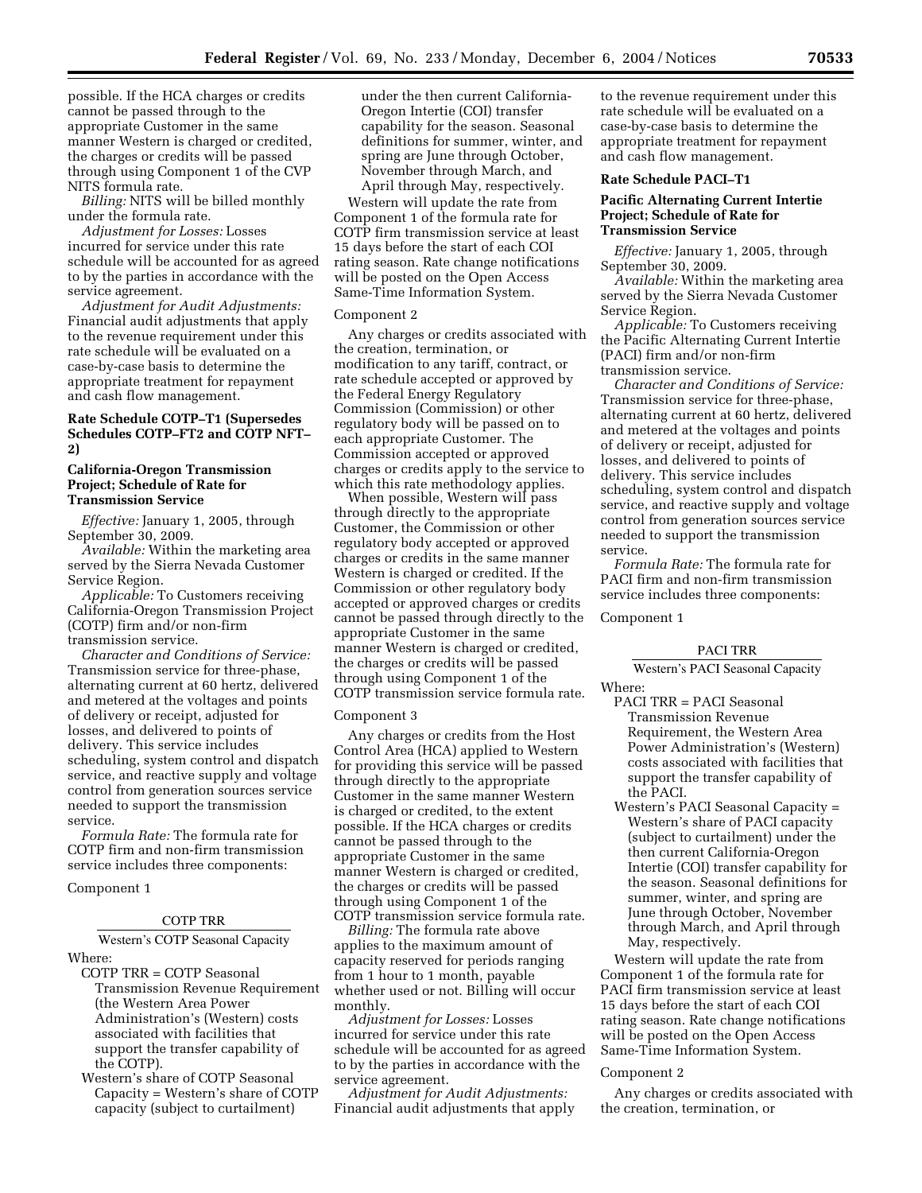possible. If the HCA charges or credits cannot be passed through to the appropriate Customer in the same manner Western is charged or credited, the charges or credits will be passed through using Component 1 of the CVP NITS formula rate.

*Billing:* NITS will be billed monthly under the formula rate.

*Adjustment for Losses:* Losses incurred for service under this rate schedule will be accounted for as agreed to by the parties in accordance with the service agreement.

*Adjustment for Audit Adjustments:* Financial audit adjustments that apply to the revenue requirement under this rate schedule will be evaluated on a case-by-case basis to determine the appropriate treatment for repayment and cash flow management.

**Rate Schedule COTP–T1 (Supersedes Schedules COTP–FT2 and COTP NFT–2)**

**California-Oregon Transmission Project; Schedule of Rate for Transmission Service**

*Effective:* January 1, 2005, through September 30, 2009.

*Available:* Within the marketing area served by the Sierra Nevada Customer Service Region.

*Applicable:* To Customers receiving California-Oregon Transmission Project (COTP) firm and/or non-firm transmission service.

*Character and Conditions of Service:* Transmission service for three-phase, alternating current at 60 hertz, delivered and metered at the voltages and points of delivery or receipt, adjusted for losses, and delivered to points of delivery. This service includes scheduling, system control and dispatch service, and reactive supply and voltage control from generation sources service needed to support the transmission service.

*Formula Rate:* The formula rate for COTP firm and non-firm transmission service includes three components:

Component 1

$$\frac{\text{COTP TRR}}{\text{Western's COTP Seasonal Capacity}}$$

Where:

COTP TRR = COTP Seasonal Transmission Revenue Requirement (the Western Area Power Administration's (Western) costs associated with facilities that support the transfer capability of the COTP).

Western's share of COTP Seasonal Capacity = Western's share of COTP capacity (subject to curtailment) under the then current California-Oregon Intertie (COI) transfer capability for the season. Seasonal definitions for summer, winter, and spring are June through October, November through March, and April through May, respectively.

Western will update the rate from Component 1 of the formula rate for COTP firm transmission service at least 15 days before the start of each COI rating season. Rate change notifications will be posted on the Open Access Same-Time Information System.

Component 2

Any charges or credits associated with the creation, termination, or modification to any tariff, contract, or rate schedule accepted or approved by the Federal Energy Regulatory Commission (Commission) or other regulatory body will be passed on to each appropriate Customer. The Commission accepted or approved charges or credits apply to the service to which this rate methodology applies.

When possible, Western will pass through directly to the appropriate Customer, the Commission or other regulatory body accepted or approved charges or credits in the same manner Western is charged or credited. If the Commission or other regulatory body accepted or approved charges or credits cannot be passed through directly to the appropriate Customer in the same manner Western is charged or credited, the charges or credits will be passed through using Component 1 of the COTP transmission service formula rate.

Component 3

Any charges or credits from the Host Control Area (HCA) applied to Western for providing this service will be passed through directly to the appropriate Customer in the same manner Western is charged or credited, to the extent possible. If the HCA charges or credits cannot be passed through to the appropriate Customer in the same manner Western is charged or credited, the charges or credits will be passed through using Component 1 of the COTP transmission service formula rate.

*Billing:* The formula rate above applies to the maximum amount of capacity reserved for periods ranging from 1 hour to 1 month, payable whether used or not. Billing will occur monthly.

*Adjustment for Losses:* Losses incurred for service under this rate schedule will be accounted for as agreed to by the parties in accordance with the service agreement.

*Adjustment for Audit Adjustments:* Financial audit adjustments that apply to the revenue requirement under this rate schedule will be evaluated on a case-by-case basis to determine the appropriate treatment for repayment and cash flow management.

**Rate Schedule PACI–T1**

**Pacific Alternating Current Intertie Project; Schedule of Rate for Transmission Service**

*Effective:* January 1, 2005, through September 30, 2009.

*Available:* Within the marketing area served by the Sierra Nevada Customer Service Region.

*Applicable:* To Customers receiving the Pacific Alternating Current Intertie (PACI) firm and/or non-firm transmission service.

*Character and Conditions of Service:* Transmission service for three-phase, alternating current at 60 hertz, delivered and metered at the voltages and points of delivery or receipt, adjusted for losses, and delivered to points of delivery. This service includes scheduling, system control and dispatch service, and reactive supply and voltage control from generation sources service needed to support the transmission service.

*Formula Rate:* The formula rate for PACI firm and non-firm transmission service includes three components:

Component 1

$$\frac{\text{PACI TRR}}{\text{Western's PACI Seasonal Capacity}}$$

Where:

PACI TRR = PACI Seasonal Transmission Revenue Requirement, the Western Area Power Administration's (Western) costs associated with facilities that support the transfer capability of the PACI.

Western's PACI Seasonal Capacity = Western's share of PACI capacity (subject to curtailment) under the then current California-Oregon Intertie (COI) transfer capability for the season. Seasonal definitions for summer, winter, and spring are June through October, November through March, and April through May, respectively.

Western will update the rate from Component 1 of the formula rate for PACI firm transmission service at least 15 days before the start of each COI rating season. Rate change notifications will be posted on the Open Access Same-Time Information System.

Component 2

Any charges or credits associated with the creation, termination, or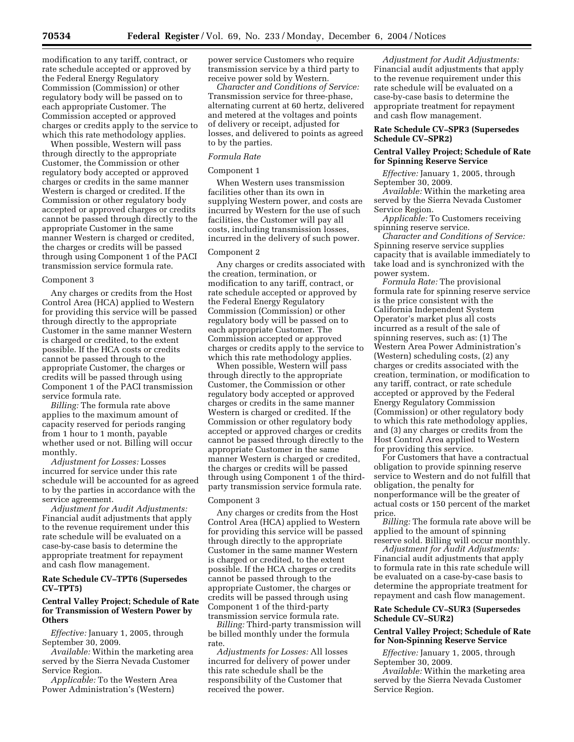modification to any tariff, contract, or rate schedule accepted or approved by the Federal Energy Regulatory Commission (Commission) or other regulatory body will be passed on to each appropriate Customer. The Commission accepted or approved charges or credits apply to the service to which this rate methodology applies.

When possible, Western will pass through directly to the appropriate Customer, the Commission or other regulatory body accepted or approved charges or credits in the same manner Western is charged or credited. If the Commission or other regulatory body accepted or approved charges or credits cannot be passed through directly to the appropriate Customer in the same manner Western is charged or credited, the charges or credits will be passed through using Component 1 of the PACI transmission service formula rate.

Component 3

Any charges or credits from the Host Control Area (HCA) applied to Western for providing this service will be passed through directly to the appropriate Customer in the same manner Western is charged or credited, to the extent possible. If the HCA costs or credits cannot be passed through to the appropriate Customer, the charges or credits will be passed through using Component 1 of the PACI transmission service formula rate.

*Billing:* The formula rate above applies to the maximum amount of capacity reserved for periods ranging from 1 hour to 1 month, payable whether used or not. Billing will occur monthly.

*Adjustment for Losses:* Losses incurred for service under this rate schedule will be accounted for as agreed to by the parties in accordance with the service agreement.

*Adjustment for Audit Adjustments:* Financial audit adjustments that apply to the revenue requirement under this rate schedule will be evaluated on a case-by-case basis to determine the appropriate treatment for repayment and cash flow management.

**Rate Schedule CV–TPT6 (Supersedes CV–TPT5)**

**Central Valley Project; Schedule of Rate for Transmission of Western Power by Others**

*Effective:* January 1, 2005, through September 30, 2009.

*Available:* Within the marketing area served by the Sierra Nevada Customer Service Region.

*Applicable:* To the Western Area Power Administration's (Western) power service Customers who require transmission service by a third party to receive power sold by Western.

*Character and Conditions of Service:* Transmission service for three-phase, alternating current at 60 hertz, delivered and metered at the voltages and points of delivery or receipt, adjusted for losses, and delivered to points as agreed to by the parties.

*Formula Rate*

Component 1

When Western uses transmission facilities other than its own in supplying Western power, and costs are incurred by Western for the use of such facilities, the Customer will pay all costs, including transmission losses, incurred in the delivery of such power.

Component 2

Any charges or credits associated with the creation, termination, or modification to any tariff, contract, or rate schedule accepted or approved by the Federal Energy Regulatory Commission (Commission) or other regulatory body will be passed on to each appropriate Customer. The Commission accepted or approved charges or credits apply to the service to which this rate methodology applies.

When possible, Western will pass through directly to the appropriate Customer, the Commission or other regulatory body accepted or approved charges or credits in the same manner Western is charged or credited. If the Commission or other regulatory body accepted or approved charges or credits cannot be passed through directly to the appropriate Customer in the same manner Western is charged or credited, the charges or credits will be passed through using Component 1 of the third-party transmission service formula rate.

Component 3

Any charges or credits from the Host Control Area (HCA) applied to Western for providing this service will be passed through directly to the appropriate Customer in the same manner Western is charged or credited, to the extent possible. If the HCA charges or credits cannot be passed through to the appropriate Customer, the charges or credits will be passed through using Component 1 of the third-party transmission service formula rate.

*Billing:* Third-party transmission will be billed monthly under the formula rate.

*Adjustments for Losses:* All losses incurred for delivery of power under this rate schedule shall be the responsibility of the Customer that received the power.

*Adjustment for Audit Adjustments:* Financial audit adjustments that apply to the revenue requirement under this rate schedule will be evaluated on a case-by-case basis to determine the appropriate treatment for repayment and cash flow management.

**Rate Schedule CV–SPR3 (Supersedes Schedule CV–SPR2)**

**Central Valley Project; Schedule of Rate for Spinning Reserve Service**

*Effective:* January 1, 2005, through September 30, 2009.

*Available:* Within the marketing area served by the Sierra Nevada Customer Service Region.

*Applicable:* To Customers receiving spinning reserve service.

*Character and Conditions of Service:* Spinning reserve service supplies capacity that is available immediately to take load and is synchronized with the power system.

*Formula Rate:* The provisional formula rate for spinning reserve service is the price consistent with the California Independent System Operator's market plus all costs incurred as a result of the sale of spinning reserves, such as: (1) The Western Area Power Administration's (Western) scheduling costs, (2) any charges or credits associated with the creation, termination, or modification to any tariff, contract, or rate schedule accepted or approved by the Federal Energy Regulatory Commission (Commission) or other regulatory body to which this rate methodology applies, and (3) any charges or credits from the Host Control Area applied to Western for providing this service.

For Customers that have a contractual obligation to provide spinning reserve service to Western and do not fulfill that obligation, the penalty for nonperformance will be the greater of actual costs or 150 percent of the market price.

*Billing:* The formula rate above will be applied to the amount of spinning reserve sold. Billing will occur monthly.

*Adjustment for Audit Adjustments:* Financial audit adjustments that apply to formula rate in this rate schedule will be evaluated on a case-by-case basis to determine the appropriate treatment for repayment and cash flow management.

**Rate Schedule CV–SUR3 (Supersedes Schedule CV–SUR2)**

**Central Valley Project; Schedule of Rate for Non-Spinning Reserve Service**

*Effective:* January 1, 2005, through September 30, 2009.

*Available:* Within the marketing area served by the Sierra Nevada Customer Service Region.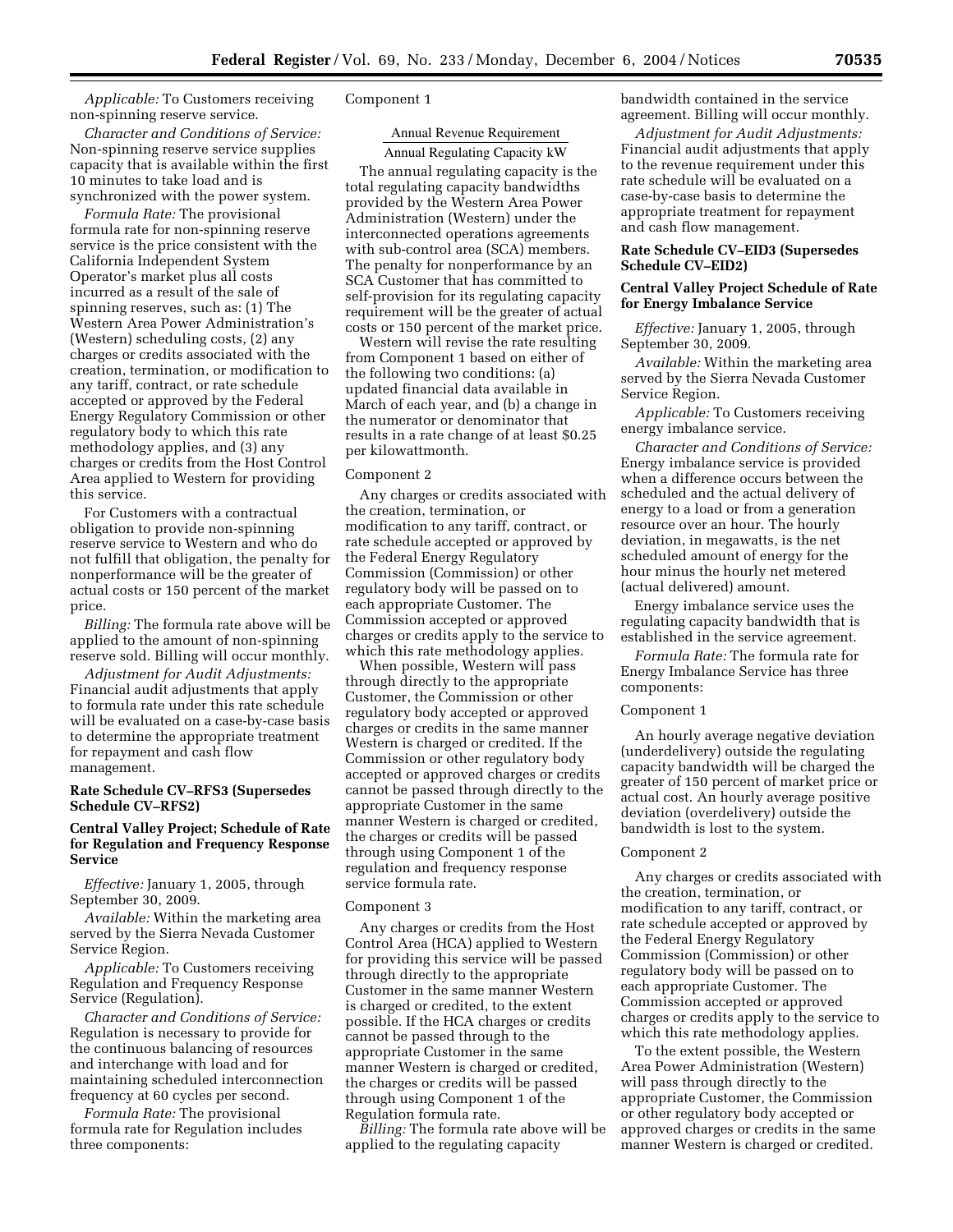*Applicable:* To Customers receiving non-spinning reserve service.

*Character and Conditions of Service:* Non-spinning reserve service supplies capacity that is available within the first 10 minutes to take load and is synchronized with the power system.

*Formula Rate:* The provisional formula rate for non-spinning reserve service is the price consistent with the California Independent System Operator's market plus all costs incurred as a result of the sale of spinning reserves, such as: (1) The Western Area Power Administration's (Western) scheduling costs, (2) any charges or credits associated with the creation, termination, or modification to any tariff, contract, or rate schedule accepted or approved by the Federal Energy Regulatory Commission or other regulatory body to which this rate methodology applies, and (3) any charges or credits from the Host Control Area applied to Western for providing this service.

For Customers with a contractual obligation to provide non-spinning reserve service to Western and who do not fulfill that obligation, the penalty for nonperformance will be the greater of actual costs or 150 percent of the market price.

*Billing:* The formula rate above will be applied to the amount of non-spinning reserve sold. Billing will occur monthly.

*Adjustment for Audit Adjustments:* Financial audit adjustments that apply to formula rate under this rate schedule will be evaluated on a case-by-case basis to determine the appropriate treatment for repayment and cash flow management.

**Rate Schedule CV–RFS3 (Supersedes Schedule CV–RFS2)**

**Central Valley Project; Schedule of Rate for Regulation and Frequency Response Service**

*Effective:* January 1, 2005, through September 30, 2009.

*Available:* Within the marketing area served by the Sierra Nevada Customer Service Region.

*Applicable:* To Customers receiving Regulation and Frequency Response Service (Regulation).

*Character and Conditions of Service:* Regulation is necessary to provide for the continuous balancing of resources and interchange with load and for maintaining scheduled interconnection frequency at 60 cycles per second.

*Formula Rate:* The provisional formula rate for Regulation includes three components:

Component 1

$$\frac{\text{Annual Revenue Requirement}}{\text{Annual Regulating Capacity kW}}$$

The annual regulating capacity is the total regulating capacity bandwidths provided by the Western Area Power Administration (Western) under the interconnected operations agreements with sub-control area (SCA) members. The penalty for nonperformance by an SCA Customer that has committed to self-provision for its regulating capacity requirement will be the greater of actual costs or 150 percent of the market price.

Western will revise the rate resulting from Component 1 based on either of the following two conditions: (a) updated financial data available in March of each year, and (b) a change in the numerator or denominator that results in a rate change of at least $0.25 per kilowattmonth.

Component 2

Any charges or credits associated with the creation, termination, or modification to any tariff, contract, or rate schedule accepted or approved by the Federal Energy Regulatory Commission (Commission) or other regulatory body will be passed on to each appropriate Customer. The Commission accepted or approved charges or credits apply to the service to which this rate methodology applies.

When possible, Western will pass through directly to the appropriate Customer, the Commission or other regulatory body accepted or approved charges or credits in the same manner Western is charged or credited. If the Commission or other regulatory body accepted or approved charges or credits cannot be passed through directly to the appropriate Customer in the same manner Western is charged or credited, the charges or credits will be passed through using Component 1 of the regulation and frequency response service formula rate.

Component 3

Any charges or credits from the Host Control Area (HCA) applied to Western for providing this service will be passed through directly to the appropriate Customer in the same manner Western is charged or credited, to the extent possible. If the HCA charges or credits cannot be passed through to the appropriate Customer in the same manner Western is charged or credited, the charges or credits will be passed through using Component 1 of the Regulation formula rate.

*Billing:* The formula rate above will be applied to the regulating capacity bandwidth contained in the service agreement. Billing will occur monthly.

*Adjustment for Audit Adjustments:* Financial audit adjustments that apply to the revenue requirement under this rate schedule will be evaluated on a case-by-case basis to determine the appropriate treatment for repayment and cash flow management.

**Rate Schedule CV–EID3 (Supersedes Schedule CV–EID2)**

**Central Valley Project Schedule of Rate for Energy Imbalance Service**

*Effective:* January 1, 2005, through September 30, 2009.

*Available:* Within the marketing area served by the Sierra Nevada Customer Service Region.

*Applicable:* To Customers receiving energy imbalance service.

*Character and Conditions of Service:* Energy imbalance service is provided when a difference occurs between the scheduled and the actual delivery of energy to a load or from a generation resource over an hour. The hourly deviation, in megawatts, is the net scheduled amount of energy for the hour minus the hourly net metered (actual delivered) amount.

Energy imbalance service uses the regulating capacity bandwidth that is established in the service agreement.

*Formula Rate:* The formula rate for Energy Imbalance Service has three components:

Component 1

An hourly average negative deviation (underdelivery) outside the regulating capacity bandwidth will be charged the greater of 150 percent of market price or actual cost. An hourly average positive deviation (overdelivery) outside the bandwidth is lost to the system.

Component 2

Any charges or credits associated with the creation, termination, or modification to any tariff, contract, or rate schedule accepted or approved by the Federal Energy Regulatory Commission (Commission) or other regulatory body will be passed on to each appropriate Customer. The Commission accepted or approved charges or credits apply to the service to which this rate methodology applies.

To the extent possible, the Western Area Power Administration (Western) will pass through directly to the appropriate Customer, the Commission or other regulatory body accepted or approved charges or credits in the same manner Western is charged or credited.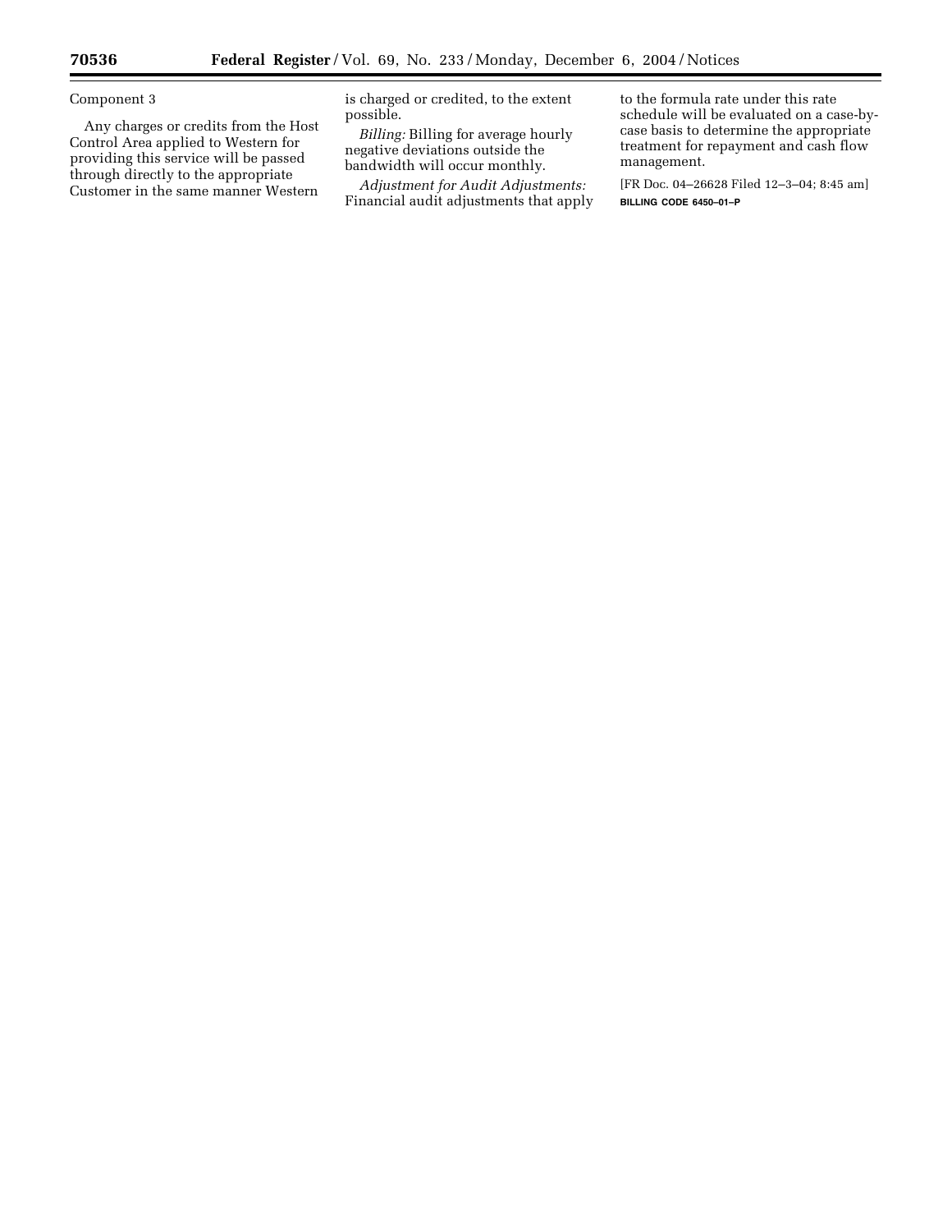Component 3

Any charges or credits from the Host Control Area applied to Western for providing this service will be passed through directly to the appropriate Customer in the same manner Western is charged or credited, to the extent possible.

*Billing:* Billing for average hourly negative deviations outside the bandwidth will occur monthly.

*Adjustment for Audit Adjustments:* Financial audit adjustments that apply to the formula rate under this rate schedule will be evaluated on a case-by-case basis to determine the appropriate treatment for repayment and cash flow management.

[FR Doc. 04–26628 Filed 12–3–04; 8:45 am]

**BILLING CODE 6450–01–P**